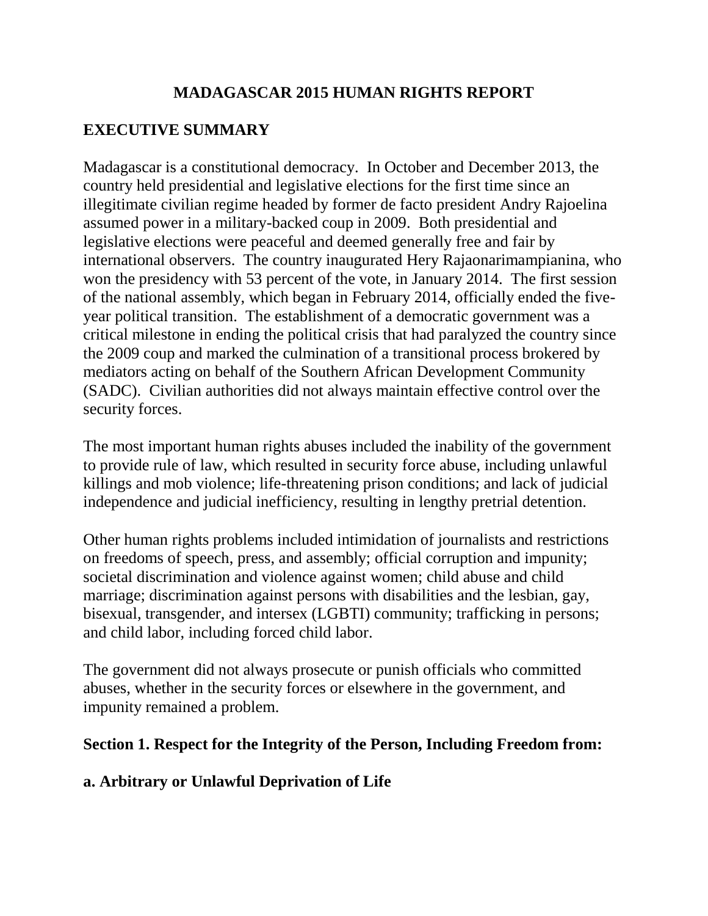# MADAGASCAR 2015 HUMAN RIGHTS REPORT

## EXECUTIVE SUMMARY

Madagascar is a constitutional democracy. In October and December 2013, the country held presidential and legislative elections for the first time since an illegitimate civilian regime headed by former de facto president Andry Rajoelina assumed power in a military-backed coup in 2009. Both presidential and legislative elections were peaceful and deemed generally free and fair by international observers. The country inaugurated Hery Rajaonarimampianina, who won the presidency with 53 percent of the vote, in January 2014. The first session of the national assembly, which began in February 2014, officially ended the five-year political transition. The establishment of a democratic government was a critical milestone in ending the political crisis that had paralyzed the country since the 2009 coup and marked the culmination of a transitional process brokered by mediators acting on behalf of the Southern African Development Community (SADC). Civilian authorities did not always maintain effective control over the security forces.

The most important human rights abuses included the inability of the government to provide rule of law, which resulted in security force abuse, including unlawful killings and mob violence; life-threatening prison conditions; and lack of judicial independence and judicial inefficiency, resulting in lengthy pretrial detention.

Other human rights problems included intimidation of journalists and restrictions on freedoms of speech, press, and assembly; official corruption and impunity; societal discrimination and violence against women; child abuse and child marriage; discrimination against persons with disabilities and the lesbian, gay, bisexual, transgender, and intersex (LGBTI) community; trafficking in persons; and child labor, including forced child labor.

The government did not always prosecute or punish officials who committed abuses, whether in the security forces or elsewhere in the government, and impunity remained a problem.

## Section 1. Respect for the Integrity of the Person, Including Freedom from:

### a. Arbitrary or Unlawful Deprivation of Life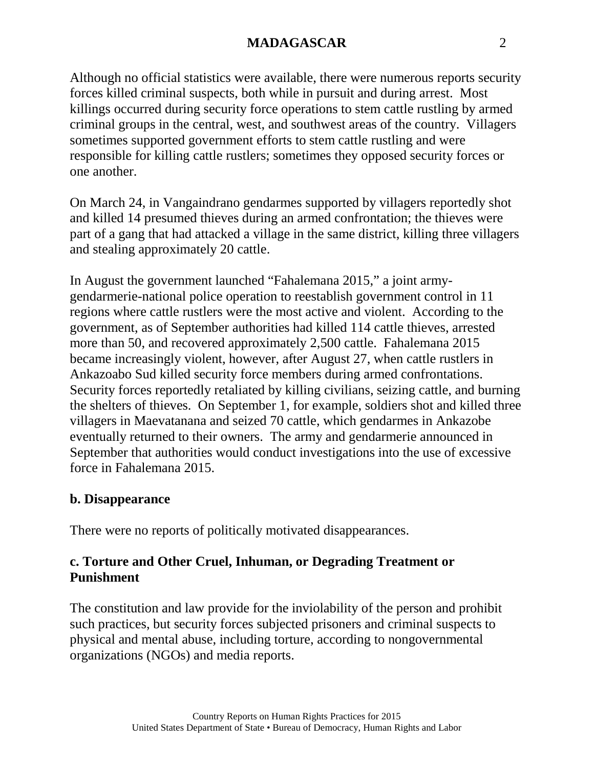Although no official statistics were available, there were numerous reports security forces killed criminal suspects, both while in pursuit and during arrest. Most killings occurred during security force operations to stem cattle rustling by armed criminal groups in the central, west, and southwest areas of the country. Villagers sometimes supported government efforts to stem cattle rustling and were responsible for killing cattle rustlers; sometimes they opposed security forces or one another.

On March 24, in Vangaindrano gendarmes supported by villagers reportedly shot and killed 14 presumed thieves during an armed confrontation; the thieves were part of a gang that had attacked a village in the same district, killing three villagers and stealing approximately 20 cattle.

In August the government launched "Fahalemana 2015," a joint army-gendarmerie-national police operation to reestablish government control in 11 regions where cattle rustlers were the most active and violent. According to the government, as of September authorities had killed 114 cattle thieves, arrested more than 50, and recovered approximately 2,500 cattle. Fahalemana 2015 became increasingly violent, however, after August 27, when cattle rustlers in Ankazoabo Sud killed security force members during armed confrontations. Security forces reportedly retaliated by killing civilians, seizing cattle, and burning the shelters of thieves. On September 1, for example, soldiers shot and killed three villagers in Maevatanana and seized 70 cattle, which gendarmes in Ankazobe eventually returned to their owners. The army and gendarmerie announced in September that authorities would conduct investigations into the use of excessive force in Fahalemana 2015.

**b. Disappearance**

There were no reports of politically motivated disappearances.

**c. Torture and Other Cruel, Inhuman, or Degrading Treatment or Punishment**

The constitution and law provide for the inviolability of the person and prohibit such practices, but security forces subjected prisoners and criminal suspects to physical and mental abuse, including torture, according to nongovernmental organizations (NGOs) and media reports.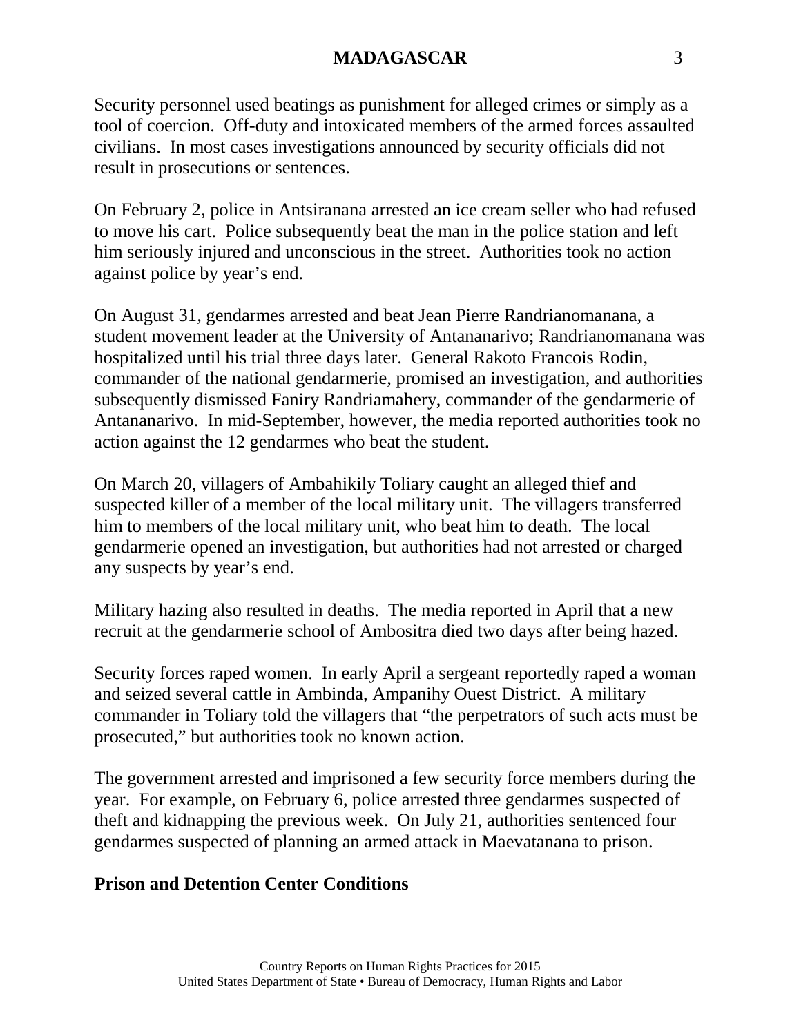Security personnel used beatings as punishment for alleged crimes or simply as a tool of coercion.  Off-duty and intoxicated members of the armed forces assaulted civilians.  In most cases investigations announced by security officials did not result in prosecutions or sentences.

On February 2, police in Antsiranana arrested an ice cream seller who had refused to move his cart.  Police subsequently beat the man in the police station and left him seriously injured and unconscious in the street.  Authorities took no action against police by year's end.

On August 31, gendarmes arrested and beat Jean Pierre Randrianomanana, a student movement leader at the University of Antananarivo; Randrianomanana was hospitalized until his trial three days later.  General Rakoto Francois Rodin, commander of the national gendarmerie, promised an investigation, and authorities subsequently dismissed Faniry Randriamahery, commander of the gendarmerie of Antananarivo.  In mid-September, however, the media reported authorities took no action against the 12 gendarmes who beat the student.

On March 20, villagers of Ambahikily Toliary caught an alleged thief and suspected killer of a member of the local military unit.  The villagers transferred him to members of the local military unit, who beat him to death.  The local gendarmerie opened an investigation, but authorities had not arrested or charged any suspects by year's end.

Military hazing also resulted in deaths.  The media reported in April that a new recruit at the gendarmerie school of Ambositra died two days after being hazed.

Security forces raped women.  In early April a sergeant reportedly raped a woman and seized several cattle in Ambinda, Ampanihy Ouest District.  A military commander in Toliary told the villagers that "the perpetrators of such acts must be prosecuted," but authorities took no known action.

The government arrested and imprisoned a few security force members during the year.  For example, on February 6, police arrested three gendarmes suspected of theft and kidnapping the previous week.  On July 21, authorities sentenced four gendarmes suspected of planning an armed attack in Maevatanana to prison.

**Prison and Detention Center Conditions**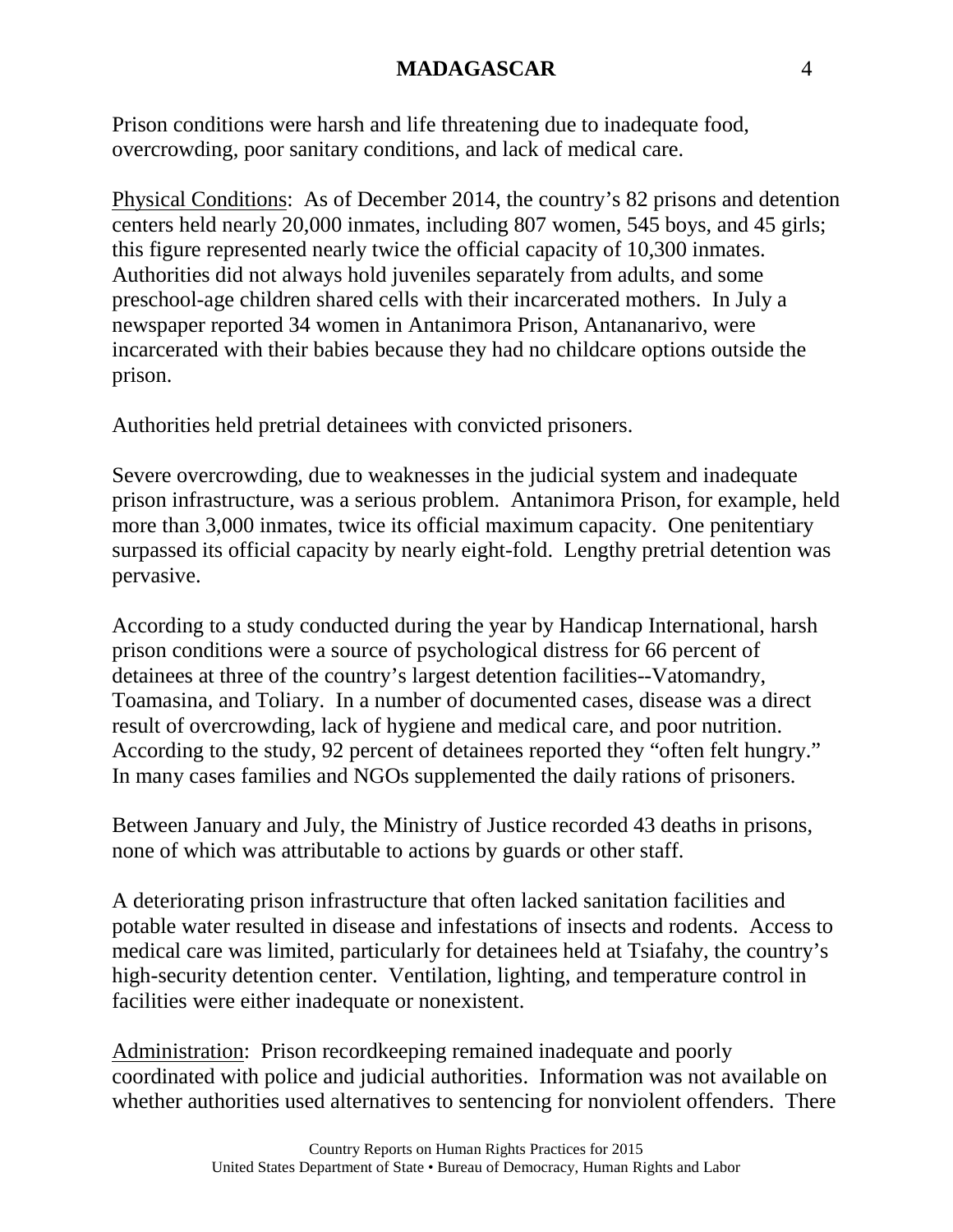Prison conditions were harsh and life threatening due to inadequate food, overcrowding, poor sanitary conditions, and lack of medical care.

Physical Conditions: As of December 2014, the country's 82 prisons and detention centers held nearly 20,000 inmates, including 807 women, 545 boys, and 45 girls; this figure represented nearly twice the official capacity of 10,300 inmates. Authorities did not always hold juveniles separately from adults, and some preschool-age children shared cells with their incarcerated mothers. In July a newspaper reported 34 women in Antanimora Prison, Antananarivo, were incarcerated with their babies because they had no childcare options outside the prison.

Authorities held pretrial detainees with convicted prisoners.

Severe overcrowding, due to weaknesses in the judicial system and inadequate prison infrastructure, was a serious problem. Antanimora Prison, for example, held more than 3,000 inmates, twice its official maximum capacity. One penitentiary surpassed its official capacity by nearly eight-fold. Lengthy pretrial detention was pervasive.

According to a study conducted during the year by Handicap International, harsh prison conditions were a source of psychological distress for 66 percent of detainees at three of the country's largest detention facilities--Vatomandry, Toamasina, and Toliary. In a number of documented cases, disease was a direct result of overcrowding, lack of hygiene and medical care, and poor nutrition. According to the study, 92 percent of detainees reported they "often felt hungry." In many cases families and NGOs supplemented the daily rations of prisoners.

Between January and July, the Ministry of Justice recorded 43 deaths in prisons, none of which was attributable to actions by guards or other staff.

A deteriorating prison infrastructure that often lacked sanitation facilities and potable water resulted in disease and infestations of insects and rodents. Access to medical care was limited, particularly for detainees held at Tsiafahy, the country's high-security detention center. Ventilation, lighting, and temperature control in facilities were either inadequate or nonexistent.

Administration: Prison recordkeeping remained inadequate and poorly coordinated with police and judicial authorities. Information was not available on whether authorities used alternatives to sentencing for nonviolent offenders. There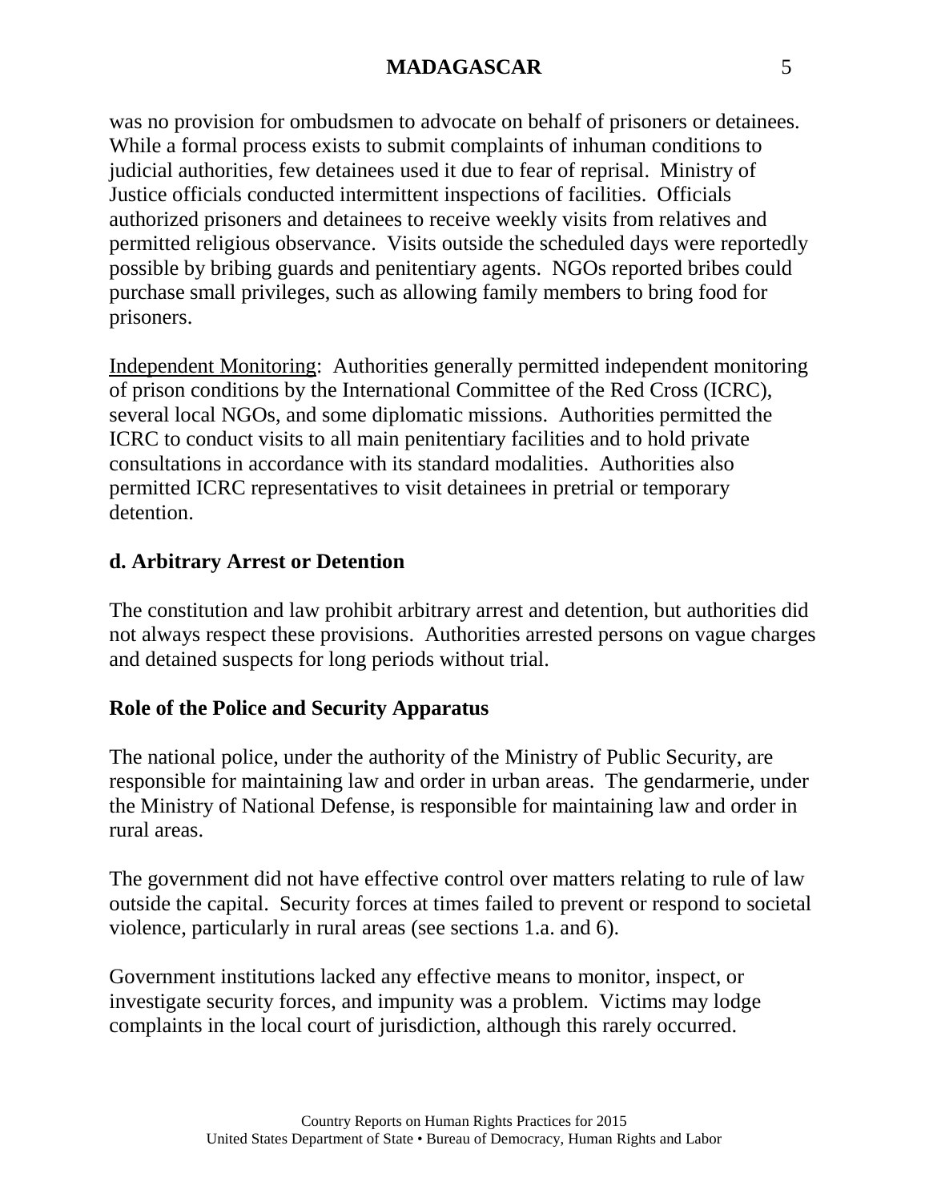was no provision for ombudsmen to advocate on behalf of prisoners or detainees. While a formal process exists to submit complaints of inhuman conditions to judicial authorities, few detainees used it due to fear of reprisal. Ministry of Justice officials conducted intermittent inspections of facilities. Officials authorized prisoners and detainees to receive weekly visits from relatives and permitted religious observance. Visits outside the scheduled days were reportedly possible by bribing guards and penitentiary agents. NGOs reported bribes could purchase small privileges, such as allowing family members to bring food for prisoners.

Independent Monitoring: Authorities generally permitted independent monitoring of prison conditions by the International Committee of the Red Cross (ICRC), several local NGOs, and some diplomatic missions. Authorities permitted the ICRC to conduct visits to all main penitentiary facilities and to hold private consultations in accordance with its standard modalities. Authorities also permitted ICRC representatives to visit detainees in pretrial or temporary detention.

## d. Arbitrary Arrest or Detention

The constitution and law prohibit arbitrary arrest and detention, but authorities did not always respect these provisions. Authorities arrested persons on vague charges and detained suspects for long periods without trial.

### Role of the Police and Security Apparatus

The national police, under the authority of the Ministry of Public Security, are responsible for maintaining law and order in urban areas. The gendarmerie, under the Ministry of National Defense, is responsible for maintaining law and order in rural areas.

The government did not have effective control over matters relating to rule of law outside the capital. Security forces at times failed to prevent or respond to societal violence, particularly in rural areas (see sections 1.a. and 6).

Government institutions lacked any effective means to monitor, inspect, or investigate security forces, and impunity was a problem. Victims may lodge complaints in the local court of jurisdiction, although this rarely occurred.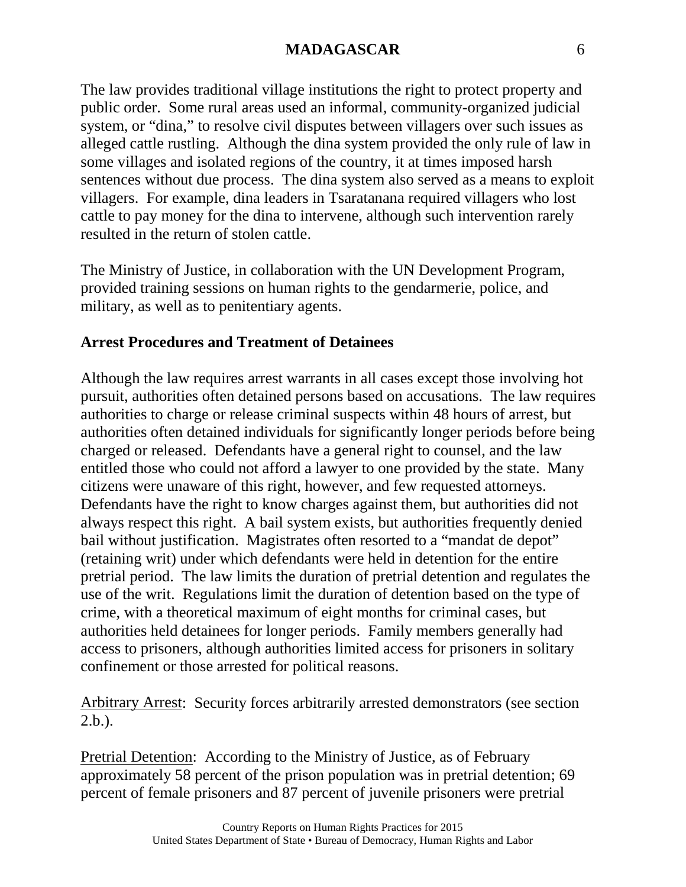The law provides traditional village institutions the right to protect property and public order. Some rural areas used an informal, community-organized judicial system, or "dina," to resolve civil disputes between villagers over such issues as alleged cattle rustling. Although the dina system provided the only rule of law in some villages and isolated regions of the country, it at times imposed harsh sentences without due process. The dina system also served as a means to exploit villagers. For example, dina leaders in Tsaratanana required villagers who lost cattle to pay money for the dina to intervene, although such intervention rarely resulted in the return of stolen cattle.

The Ministry of Justice, in collaboration with the UN Development Program, provided training sessions on human rights to the gendarmerie, police, and military, as well as to penitentiary agents.

**Arrest Procedures and Treatment of Detainees**

Although the law requires arrest warrants in all cases except those involving hot pursuit, authorities often detained persons based on accusations. The law requires authorities to charge or release criminal suspects within 48 hours of arrest, but authorities often detained individuals for significantly longer periods before being charged or released. Defendants have a general right to counsel, and the law entitled those who could not afford a lawyer to one provided by the state. Many citizens were unaware of this right, however, and few requested attorneys. Defendants have the right to know charges against them, but authorities did not always respect this right. A bail system exists, but authorities frequently denied bail without justification. Magistrates often resorted to a "mandat de depot" (retaining writ) under which defendants were held in detention for the entire pretrial period. The law limits the duration of pretrial detention and regulates the use of the writ. Regulations limit the duration of detention based on the type of crime, with a theoretical maximum of eight months for criminal cases, but authorities held detainees for longer periods. Family members generally had access to prisoners, although authorities limited access for prisoners in solitary confinement or those arrested for political reasons.

Arbitrary Arrest: Security forces arbitrarily arrested demonstrators (see section 2.b.).

Pretrial Detention: According to the Ministry of Justice, as of February approximately 58 percent of the prison population was in pretrial detention; 69 percent of female prisoners and 87 percent of juvenile prisoners were pretrial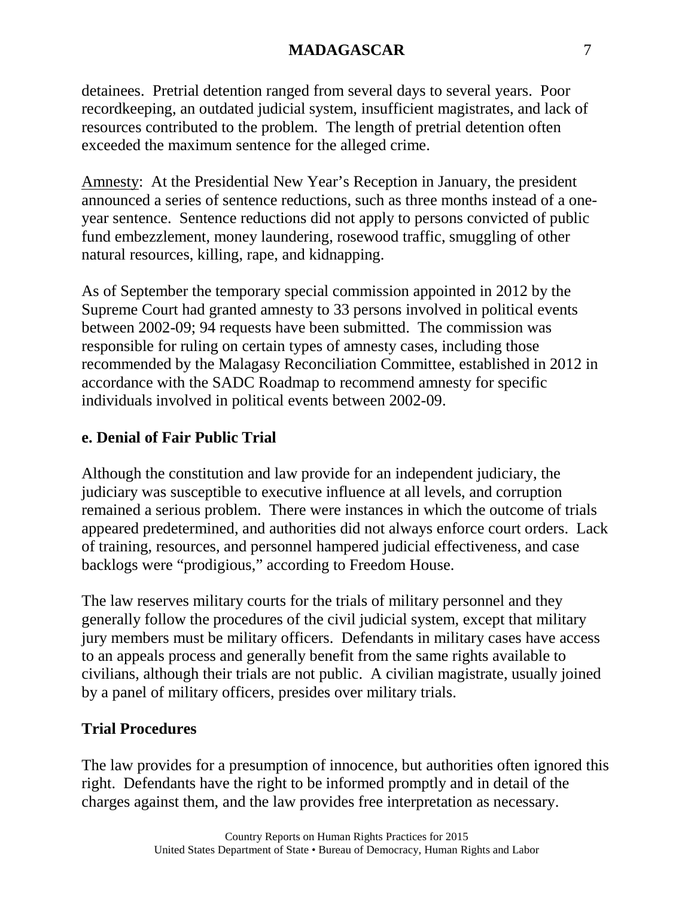detainees. Pretrial detention ranged from several days to several years. Poor recordkeeping, an outdated judicial system, insufficient magistrates, and lack of resources contributed to the problem. The length of pretrial detention often exceeded the maximum sentence for the alleged crime.

Amnesty: At the Presidential New Year's Reception in January, the president announced a series of sentence reductions, such as three months instead of a one-year sentence. Sentence reductions did not apply to persons convicted of public fund embezzlement, money laundering, rosewood traffic, smuggling of other natural resources, killing, rape, and kidnapping.

As of September the temporary special commission appointed in 2012 by the Supreme Court had granted amnesty to 33 persons involved in political events between 2002-09; 94 requests have been submitted. The commission was responsible for ruling on certain types of amnesty cases, including those recommended by the Malagasy Reconciliation Committee, established in 2012 in accordance with the SADC Roadmap to recommend amnesty for specific individuals involved in political events between 2002-09.

## e. Denial of Fair Public Trial

Although the constitution and law provide for an independent judiciary, the judiciary was susceptible to executive influence at all levels, and corruption remained a serious problem. There were instances in which the outcome of trials appeared predetermined, and authorities did not always enforce court orders. Lack of training, resources, and personnel hampered judicial effectiveness, and case backlogs were "prodigious," according to Freedom House.

The law reserves military courts for the trials of military personnel and they generally follow the procedures of the civil judicial system, except that military jury members must be military officers. Defendants in military cases have access to an appeals process and generally benefit from the same rights available to civilians, although their trials are not public. A civilian magistrate, usually joined by a panel of military officers, presides over military trials.

### Trial Procedures

The law provides for a presumption of innocence, but authorities often ignored this right. Defendants have the right to be informed promptly and in detail of the charges against them, and the law provides free interpretation as necessary.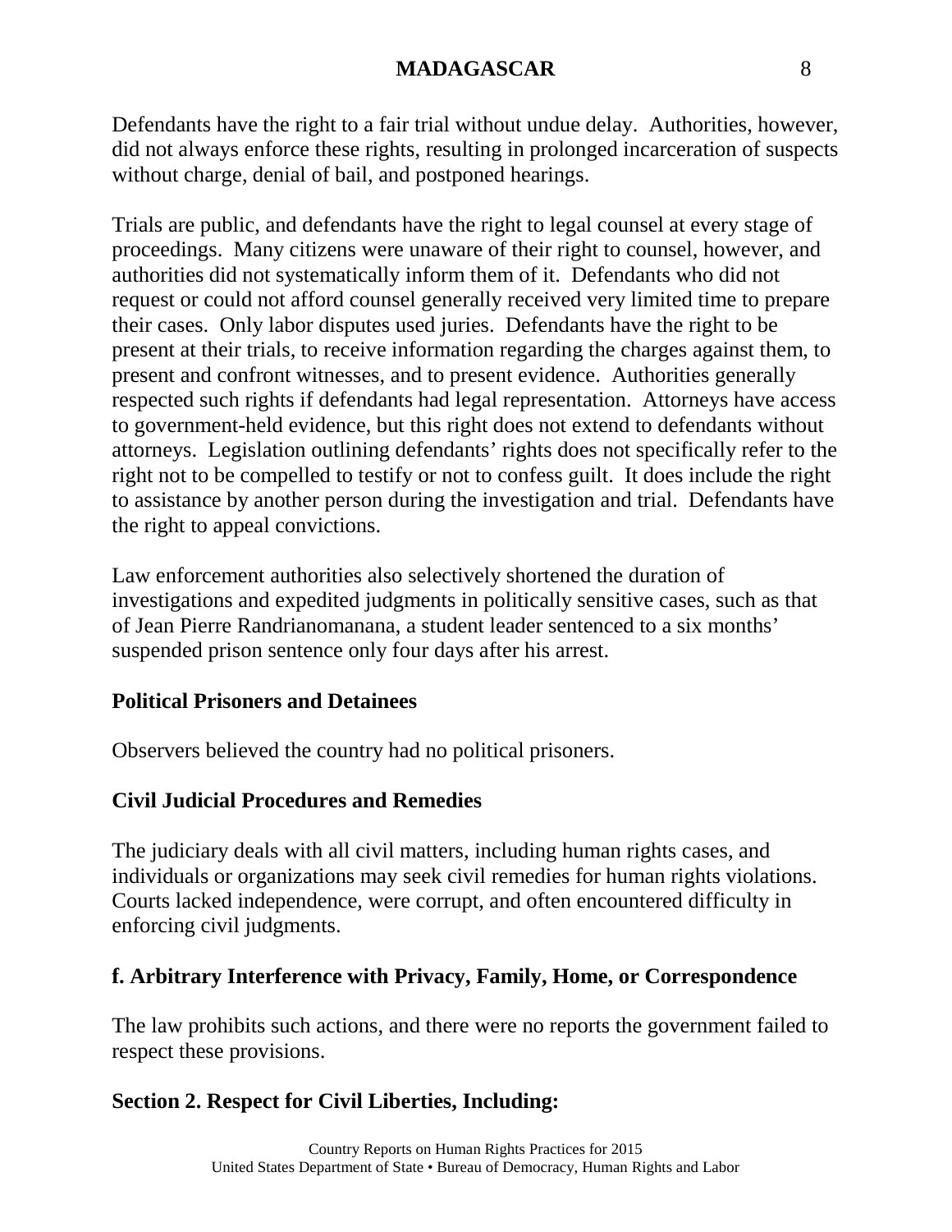Defendants have the right to a fair trial without undue delay. Authorities, however, did not always enforce these rights, resulting in prolonged incarceration of suspects without charge, denial of bail, and postponed hearings.

Trials are public, and defendants have the right to legal counsel at every stage of proceedings. Many citizens were unaware of their right to counsel, however, and authorities did not systematically inform them of it. Defendants who did not request or could not afford counsel generally received very limited time to prepare their cases. Only labor disputes used juries. Defendants have the right to be present at their trials, to receive information regarding the charges against them, to present and confront witnesses, and to present evidence. Authorities generally respected such rights if defendants had legal representation. Attorneys have access to government-held evidence, but this right does not extend to defendants without attorneys. Legislation outlining defendants' rights does not specifically refer to the right not to be compelled to testify or not to confess guilt. It does include the right to assistance by another person during the investigation and trial. Defendants have the right to appeal convictions.

Law enforcement authorities also selectively shortened the duration of investigations and expedited judgments in politically sensitive cases, such as that of Jean Pierre Randrianomanana, a student leader sentenced to a six months' suspended prison sentence only four days after his arrest.

### Political Prisoners and Detainees

Observers believed the country had no political prisoners.

### Civil Judicial Procedures and Remedies

The judiciary deals with all civil matters, including human rights cases, and individuals or organizations may seek civil remedies for human rights violations. Courts lacked independence, were corrupt, and often encountered difficulty in enforcing civil judgments.

### f. Arbitrary Interference with Privacy, Family, Home, or Correspondence

The law prohibits such actions, and there were no reports the government failed to respect these provisions.

## Section 2. Respect for Civil Liberties, Including: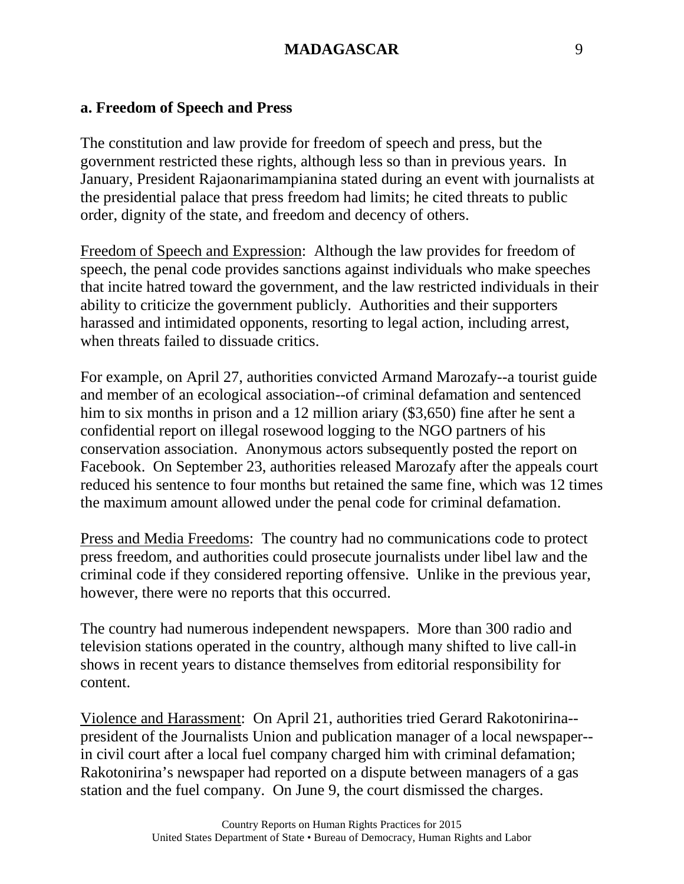### a. Freedom of Speech and Press

The constitution and law provide for freedom of speech and press, but the government restricted these rights, although less so than in previous years. In January, President Rajaonarimampianina stated during an event with journalists at the presidential palace that press freedom had limits; he cited threats to public order, dignity of the state, and freedom and decency of others.

Freedom of Speech and Expression: Although the law provides for freedom of speech, the penal code provides sanctions against individuals who make speeches that incite hatred toward the government, and the law restricted individuals in their ability to criticize the government publicly. Authorities and their supporters harassed and intimidated opponents, resorting to legal action, including arrest, when threats failed to dissuade critics.

For example, on April 27, authorities convicted Armand Marozafy--a tourist guide and member of an ecological association--of criminal defamation and sentenced him to six months in prison and a 12 million ariary ($3,650) fine after he sent a confidential report on illegal rosewood logging to the NGO partners of his conservation association. Anonymous actors subsequently posted the report on Facebook. On September 23, authorities released Marozafy after the appeals court reduced his sentence to four months but retained the same fine, which was 12 times the maximum amount allowed under the penal code for criminal defamation.

Press and Media Freedoms: The country had no communications code to protect press freedom, and authorities could prosecute journalists under libel law and the criminal code if they considered reporting offensive. Unlike in the previous year, however, there were no reports that this occurred.

The country had numerous independent newspapers. More than 300 radio and television stations operated in the country, although many shifted to live call-in shows in recent years to distance themselves from editorial responsibility for content.

Violence and Harassment: On April 21, authorities tried Gerard Rakotonirina--president of the Journalists Union and publication manager of a local newspaper--in civil court after a local fuel company charged him with criminal defamation; Rakotonirina's newspaper had reported on a dispute between managers of a gas station and the fuel company. On June 9, the court dismissed the charges.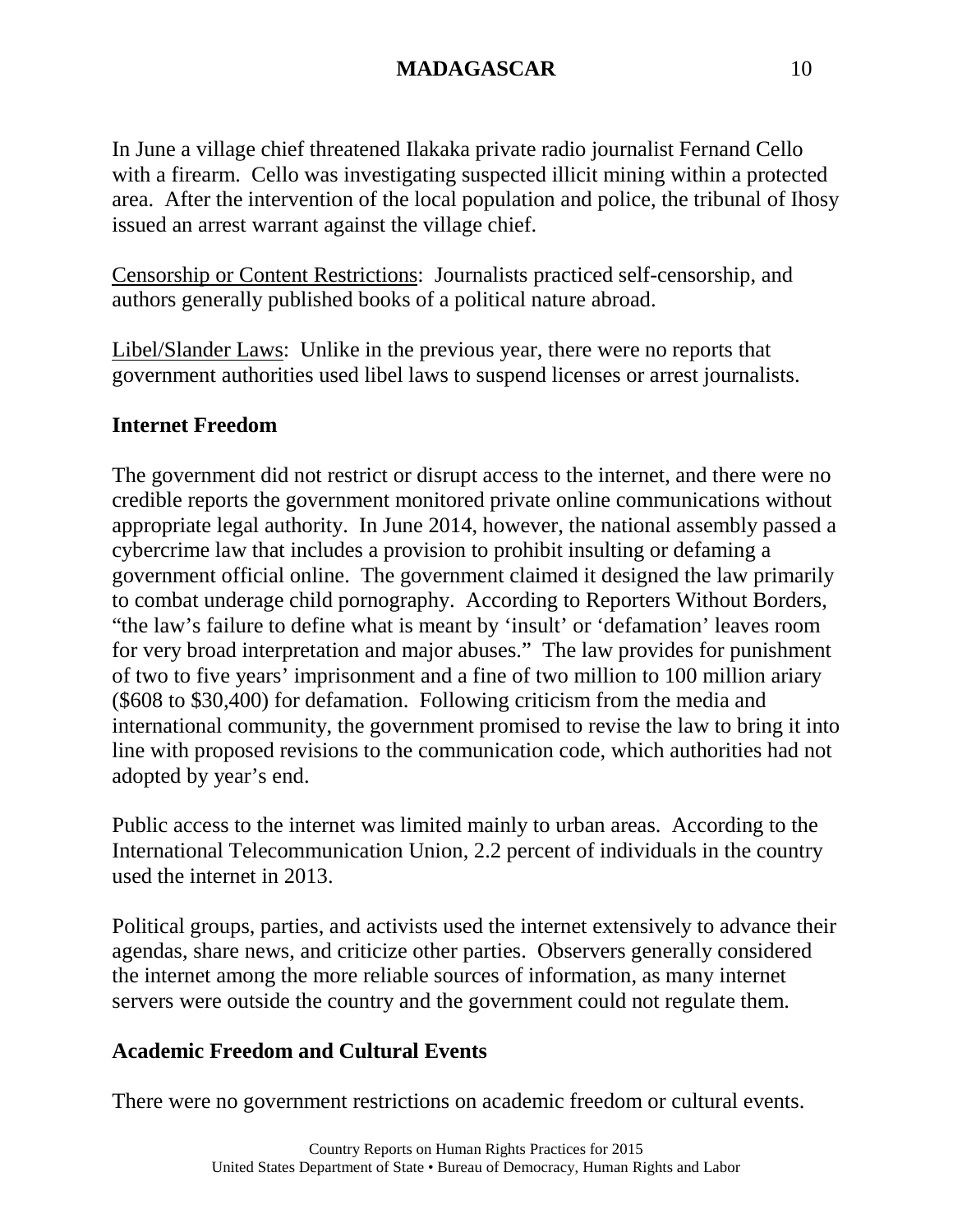In June a village chief threatened Ilakaka private radio journalist Fernand Cello with a firearm. Cello was investigating suspected illicit mining within a protected area. After the intervention of the local population and police, the tribunal of Ihosy issued an arrest warrant against the village chief.

Censorship or Content Restrictions: Journalists practiced self-censorship, and authors generally published books of a political nature abroad.

Libel/Slander Laws: Unlike in the previous year, there were no reports that government authorities used libel laws to suspend licenses or arrest journalists.

**Internet Freedom**

The government did not restrict or disrupt access to the internet, and there were no credible reports the government monitored private online communications without appropriate legal authority. In June 2014, however, the national assembly passed a cybercrime law that includes a provision to prohibit insulting or defaming a government official online. The government claimed it designed the law primarily to combat underage child pornography. According to Reporters Without Borders, "the law's failure to define what is meant by 'insult' or 'defamation' leaves room for very broad interpretation and major abuses." The law provides for punishment of two to five years' imprisonment and a fine of two million to 100 million ariary ($608 to $30,400) for defamation. Following criticism from the media and international community, the government promised to revise the law to bring it into line with proposed revisions to the communication code, which authorities had not adopted by year's end.

Public access to the internet was limited mainly to urban areas. According to the International Telecommunication Union, 2.2 percent of individuals in the country used the internet in 2013.

Political groups, parties, and activists used the internet extensively to advance their agendas, share news, and criticize other parties. Observers generally considered the internet among the more reliable sources of information, as many internet servers were outside the country and the government could not regulate them.

**Academic Freedom and Cultural Events**

There were no government restrictions on academic freedom or cultural events.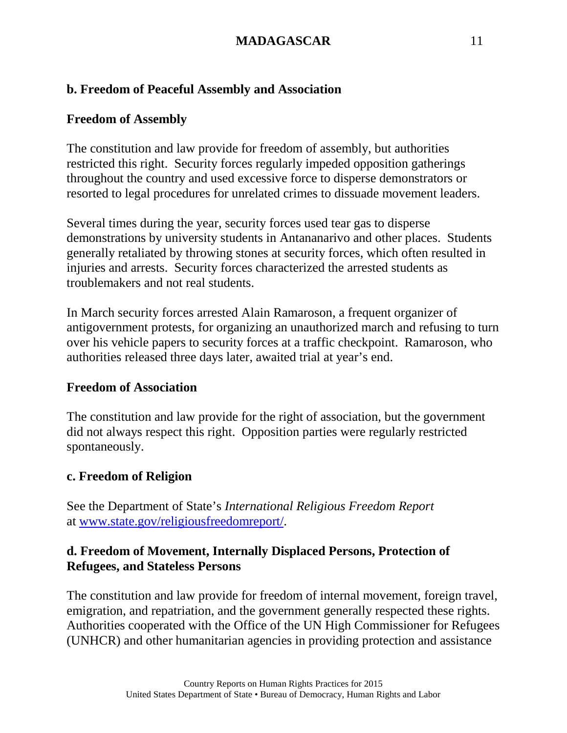**b. Freedom of Peaceful Assembly and Association**

**Freedom of Assembly**

The constitution and law provide for freedom of assembly, but authorities restricted this right. Security forces regularly impeded opposition gatherings throughout the country and used excessive force to disperse demonstrators or resorted to legal procedures for unrelated crimes to dissuade movement leaders.

Several times during the year, security forces used tear gas to disperse demonstrations by university students in Antananarivo and other places. Students generally retaliated by throwing stones at security forces, which often resulted in injuries and arrests. Security forces characterized the arrested students as troublemakers and not real students.

In March security forces arrested Alain Ramaroson, a frequent organizer of antigovernment protests, for organizing an unauthorized march and refusing to turn over his vehicle papers to security forces at a traffic checkpoint. Ramaroson, who authorities released three days later, awaited trial at year's end.

**Freedom of Association**

The constitution and law provide for the right of association, but the government did not always respect this right. Opposition parties were regularly restricted spontaneously.

**c. Freedom of Religion**

See the Department of State's *International Religious Freedom Report* at [www.state.gov/religiousfreedomreport/](www.state.gov/religiousfreedomreport/).

**d. Freedom of Movement, Internally Displaced Persons, Protection of Refugees, and Stateless Persons**

The constitution and law provide for freedom of internal movement, foreign travel, emigration, and repatriation, and the government generally respected these rights. Authorities cooperated with the Office of the UN High Commissioner for Refugees (UNHCR) and other humanitarian agencies in providing protection and assistance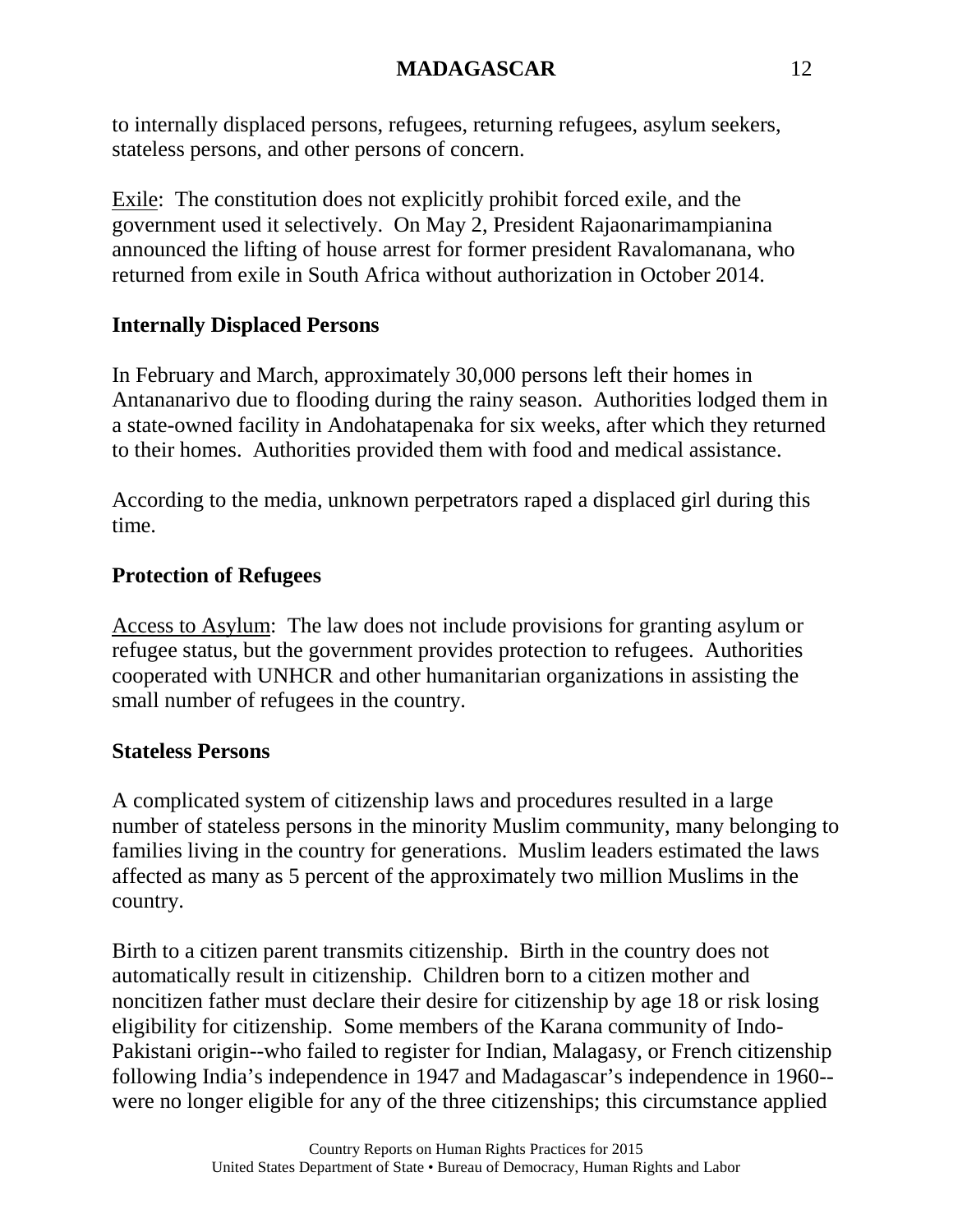to internally displaced persons, refugees, returning refugees, asylum seekers, stateless persons, and other persons of concern.

Exile: The constitution does not explicitly prohibit forced exile, and the government used it selectively. On May 2, President Rajaonarimampianina announced the lifting of house arrest for former president Ravalomanana, who returned from exile in South Africa without authorization in October 2014.

## Internally Displaced Persons

In February and March, approximately 30,000 persons left their homes in Antananarivo due to flooding during the rainy season. Authorities lodged them in a state-owned facility in Andohatapenaka for six weeks, after which they returned to their homes. Authorities provided them with food and medical assistance.

According to the media, unknown perpetrators raped a displaced girl during this time.

## Protection of Refugees

Access to Asylum: The law does not include provisions for granting asylum or refugee status, but the government provides protection to refugees. Authorities cooperated with UNHCR and other humanitarian organizations in assisting the small number of refugees in the country.

## Stateless Persons

A complicated system of citizenship laws and procedures resulted in a large number of stateless persons in the minority Muslim community, many belonging to families living in the country for generations. Muslim leaders estimated the laws affected as many as 5 percent of the approximately two million Muslims in the country.

Birth to a citizen parent transmits citizenship. Birth in the country does not automatically result in citizenship. Children born to a citizen mother and noncitizen father must declare their desire for citizenship by age 18 or risk losing eligibility for citizenship. Some members of the Karana community of Indo-Pakistani origin--who failed to register for Indian, Malagasy, or French citizenship following India's independence in 1947 and Madagascar's independence in 1960--were no longer eligible for any of the three citizenships; this circumstance applied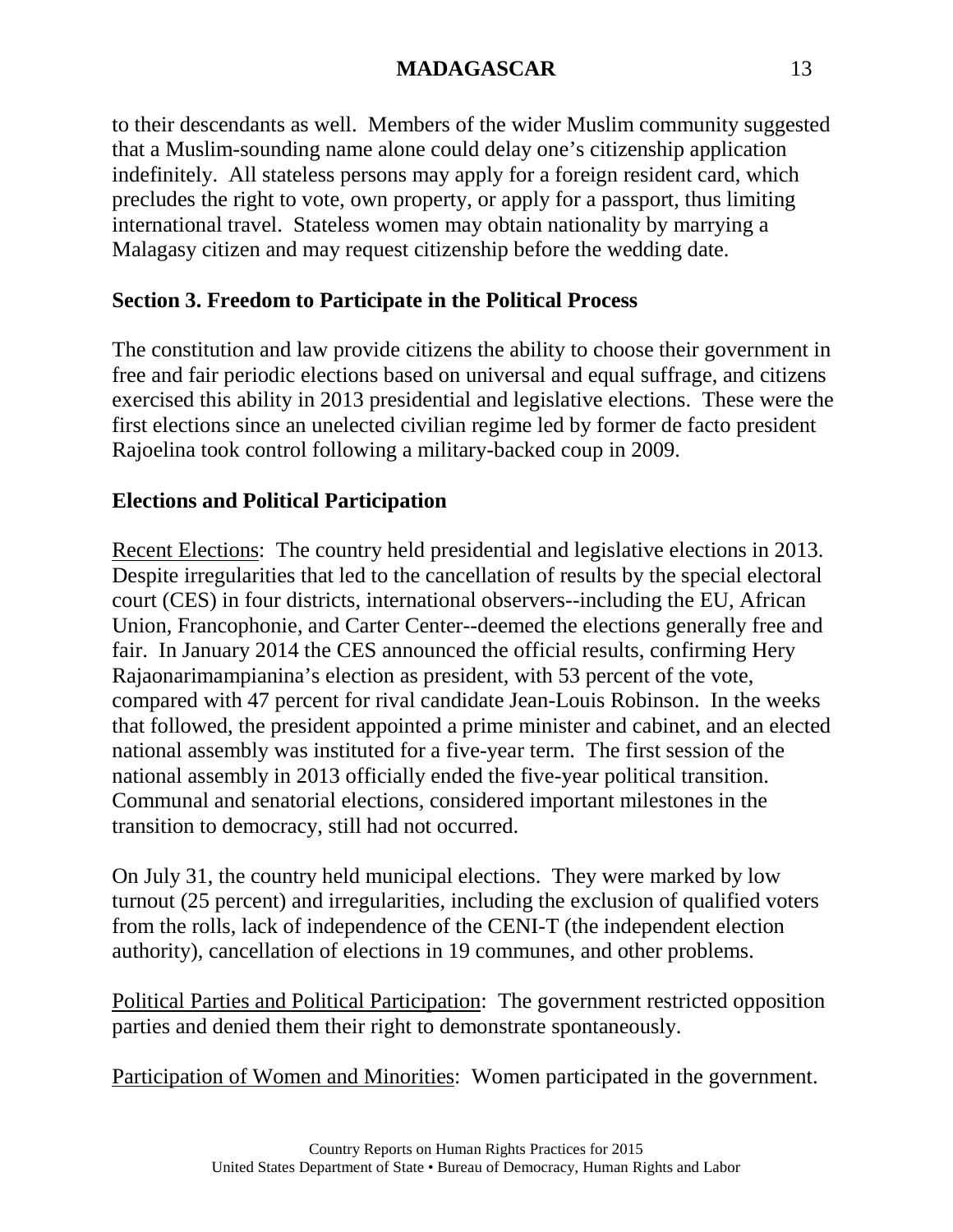to their descendants as well. Members of the wider Muslim community suggested that a Muslim-sounding name alone could delay one's citizenship application indefinitely. All stateless persons may apply for a foreign resident card, which precludes the right to vote, own property, or apply for a passport, thus limiting international travel. Stateless women may obtain nationality by marrying a Malagasy citizen and may request citizenship before the wedding date.

## Section 3. Freedom to Participate in the Political Process

The constitution and law provide citizens the ability to choose their government in free and fair periodic elections based on universal and equal suffrage, and citizens exercised this ability in 2013 presidential and legislative elections. These were the first elections since an unelected civilian regime led by former de facto president Rajoelina took control following a military-backed coup in 2009.

### Elections and Political Participation

Recent Elections: The country held presidential and legislative elections in 2013. Despite irregularities that led to the cancellation of results by the special electoral court (CES) in four districts, international observers--including the EU, African Union, Francophonie, and Carter Center--deemed the elections generally free and fair. In January 2014 the CES announced the official results, confirming Hery Rajaonarimampianina's election as president, with 53 percent of the vote, compared with 47 percent for rival candidate Jean-Louis Robinson. In the weeks that followed, the president appointed a prime minister and cabinet, and an elected national assembly was instituted for a five-year term. The first session of the national assembly in 2013 officially ended the five-year political transition. Communal and senatorial elections, considered important milestones in the transition to democracy, still had not occurred.

On July 31, the country held municipal elections. They were marked by low turnout (25 percent) and irregularities, including the exclusion of qualified voters from the rolls, lack of independence of the CENI-T (the independent election authority), cancellation of elections in 19 communes, and other problems.

Political Parties and Political Participation: The government restricted opposition parties and denied them their right to demonstrate spontaneously.

Participation of Women and Minorities: Women participated in the government.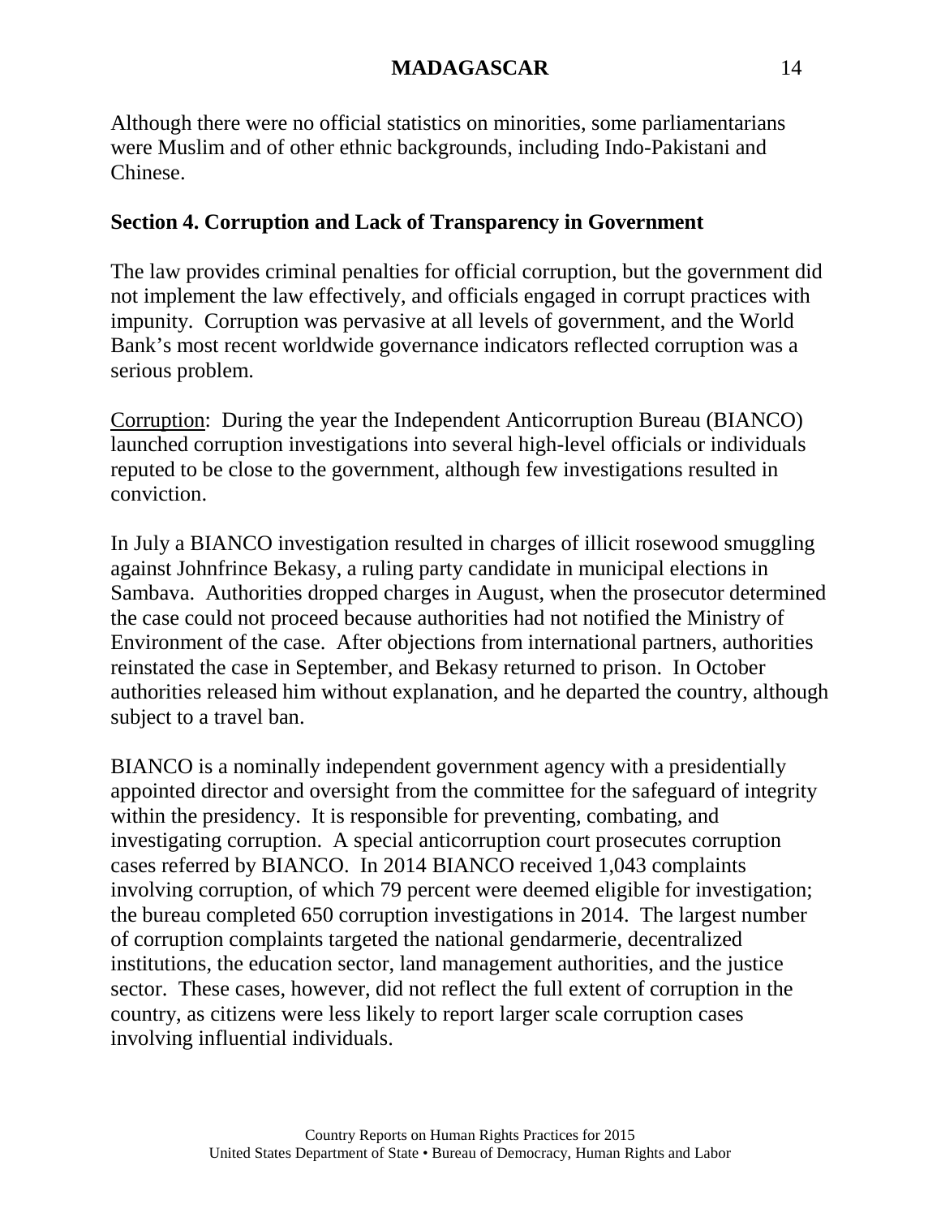Although there were no official statistics on minorities, some parliamentarians were Muslim and of other ethnic backgrounds, including Indo-Pakistani and Chinese.

## Section 4. Corruption and Lack of Transparency in Government

The law provides criminal penalties for official corruption, but the government did not implement the law effectively, and officials engaged in corrupt practices with impunity. Corruption was pervasive at all levels of government, and the World Bank's most recent worldwide governance indicators reflected corruption was a serious problem.

Corruption: During the year the Independent Anticorruption Bureau (BIANCO) launched corruption investigations into several high-level officials or individuals reputed to be close to the government, although few investigations resulted in conviction.

In July a BIANCO investigation resulted in charges of illicit rosewood smuggling against Johnfrince Bekasy, a ruling party candidate in municipal elections in Sambava. Authorities dropped charges in August, when the prosecutor determined the case could not proceed because authorities had not notified the Ministry of Environment of the case. After objections from international partners, authorities reinstated the case in September, and Bekasy returned to prison. In October authorities released him without explanation, and he departed the country, although subject to a travel ban.

BIANCO is a nominally independent government agency with a presidentially appointed director and oversight from the committee for the safeguard of integrity within the presidency. It is responsible for preventing, combating, and investigating corruption. A special anticorruption court prosecutes corruption cases referred by BIANCO. In 2014 BIANCO received 1,043 complaints involving corruption, of which 79 percent were deemed eligible for investigation; the bureau completed 650 corruption investigations in 2014. The largest number of corruption complaints targeted the national gendarmerie, decentralized institutions, the education sector, land management authorities, and the justice sector. These cases, however, did not reflect the full extent of corruption in the country, as citizens were less likely to report larger scale corruption cases involving influential individuals.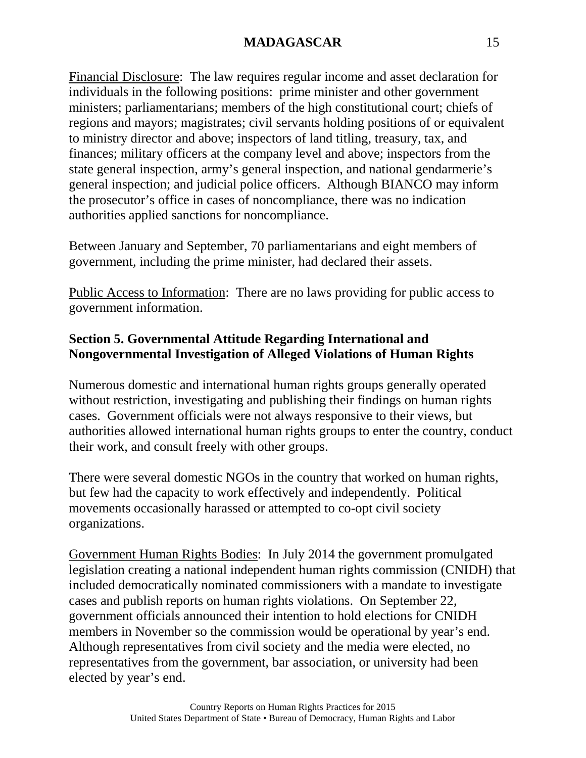Financial Disclosure: The law requires regular income and asset declaration for individuals in the following positions: prime minister and other government ministers; parliamentarians; members of the high constitutional court; chiefs of regions and mayors; magistrates; civil servants holding positions of or equivalent to ministry director and above; inspectors of land titling, treasury, tax, and finances; military officers at the company level and above; inspectors from the state general inspection, army's general inspection, and national gendarmerie's general inspection; and judicial police officers. Although BIANCO may inform the prosecutor's office in cases of noncompliance, there was no indication authorities applied sanctions for noncompliance.

Between January and September, 70 parliamentarians and eight members of government, including the prime minister, had declared their assets.

Public Access to Information: There are no laws providing for public access to government information.

## Section 5. Governmental Attitude Regarding International and Nongovernmental Investigation of Alleged Violations of Human Rights

Numerous domestic and international human rights groups generally operated without restriction, investigating and publishing their findings on human rights cases. Government officials were not always responsive to their views, but authorities allowed international human rights groups to enter the country, conduct their work, and consult freely with other groups.

There were several domestic NGOs in the country that worked on human rights, but few had the capacity to work effectively and independently. Political movements occasionally harassed or attempted to co-opt civil society organizations.

Government Human Rights Bodies: In July 2014 the government promulgated legislation creating a national independent human rights commission (CNIDH) that included democratically nominated commissioners with a mandate to investigate cases and publish reports on human rights violations. On September 22, government officials announced their intention to hold elections for CNIDH members in November so the commission would be operational by year's end. Although representatives from civil society and the media were elected, no representatives from the government, bar association, or university had been elected by year's end.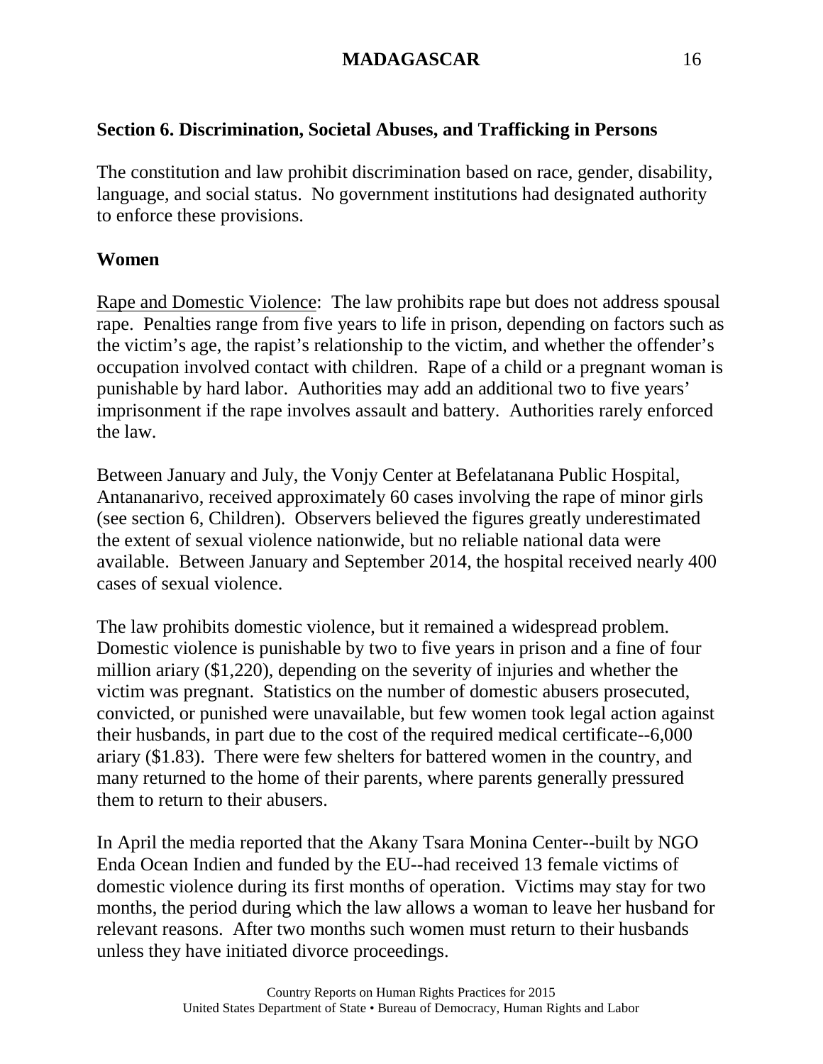## Section 6. Discrimination, Societal Abuses, and Trafficking in Persons

The constitution and law prohibit discrimination based on race, gender, disability, language, and social status. No government institutions had designated authority to enforce these provisions.

### Women

Rape and Domestic Violence: The law prohibits rape but does not address spousal rape. Penalties range from five years to life in prison, depending on factors such as the victim's age, the rapist's relationship to the victim, and whether the offender's occupation involved contact with children. Rape of a child or a pregnant woman is punishable by hard labor. Authorities may add an additional two to five years' imprisonment if the rape involves assault and battery. Authorities rarely enforced the law.

Between January and July, the Vonjy Center at Befelatanana Public Hospital, Antananarivo, received approximately 60 cases involving the rape of minor girls (see section 6, Children). Observers believed the figures greatly underestimated the extent of sexual violence nationwide, but no reliable national data were available. Between January and September 2014, the hospital received nearly 400 cases of sexual violence.

The law prohibits domestic violence, but it remained a widespread problem. Domestic violence is punishable by two to five years in prison and a fine of four million ariary ($1,220), depending on the severity of injuries and whether the victim was pregnant. Statistics on the number of domestic abusers prosecuted, convicted, or punished were unavailable, but few women took legal action against their husbands, in part due to the cost of the required medical certificate--6,000 ariary ($1.83). There were few shelters for battered women in the country, and many returned to the home of their parents, where parents generally pressured them to return to their abusers.

In April the media reported that the Akany Tsara Monina Center--built by NGO Enda Ocean Indien and funded by the EU--had received 13 female victims of domestic violence during its first months of operation. Victims may stay for two months, the period during which the law allows a woman to leave her husband for relevant reasons. After two months such women must return to their husbands unless they have initiated divorce proceedings.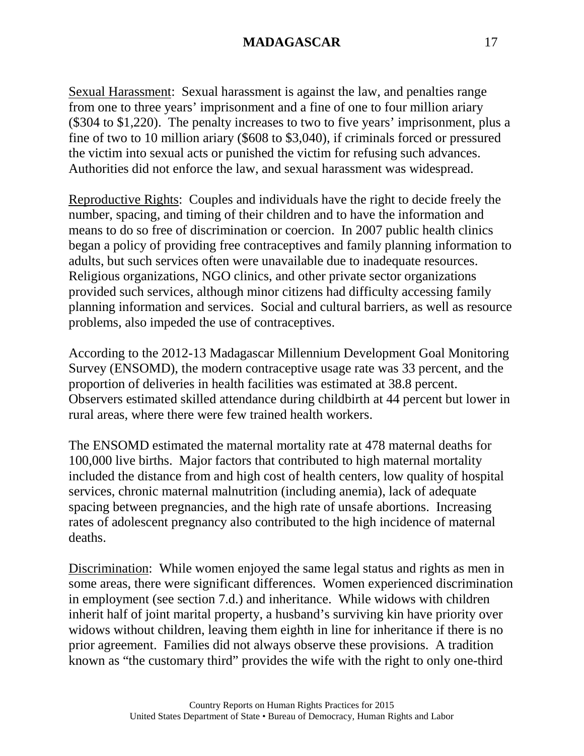Sexual Harassment: Sexual harassment is against the law, and penalties range from one to three years' imprisonment and a fine of one to four million ariary ($304 to $1,220). The penalty increases to two to five years' imprisonment, plus a fine of two to 10 million ariary ($608 to $3,040), if criminals forced or pressured the victim into sexual acts or punished the victim for refusing such advances. Authorities did not enforce the law, and sexual harassment was widespread.

Reproductive Rights: Couples and individuals have the right to decide freely the number, spacing, and timing of their children and to have the information and means to do so free of discrimination or coercion. In 2007 public health clinics began a policy of providing free contraceptives and family planning information to adults, but such services often were unavailable due to inadequate resources. Religious organizations, NGO clinics, and other private sector organizations provided such services, although minor citizens had difficulty accessing family planning information and services. Social and cultural barriers, as well as resource problems, also impeded the use of contraceptives.

According to the 2012-13 Madagascar Millennium Development Goal Monitoring Survey (ENSOMD), the modern contraceptive usage rate was 33 percent, and the proportion of deliveries in health facilities was estimated at 38.8 percent. Observers estimated skilled attendance during childbirth at 44 percent but lower in rural areas, where there were few trained health workers.

The ENSOMD estimated the maternal mortality rate at 478 maternal deaths for 100,000 live births. Major factors that contributed to high maternal mortality included the distance from and high cost of health centers, low quality of hospital services, chronic maternal malnutrition (including anemia), lack of adequate spacing between pregnancies, and the high rate of unsafe abortions. Increasing rates of adolescent pregnancy also contributed to the high incidence of maternal deaths.

Discrimination: While women enjoyed the same legal status and rights as men in some areas, there were significant differences. Women experienced discrimination in employment (see section 7.d.) and inheritance. While widows with children inherit half of joint marital property, a husband's surviving kin have priority over widows without children, leaving them eighth in line for inheritance if there is no prior agreement. Families did not always observe these provisions. A tradition known as "the customary third" provides the wife with the right to only one-third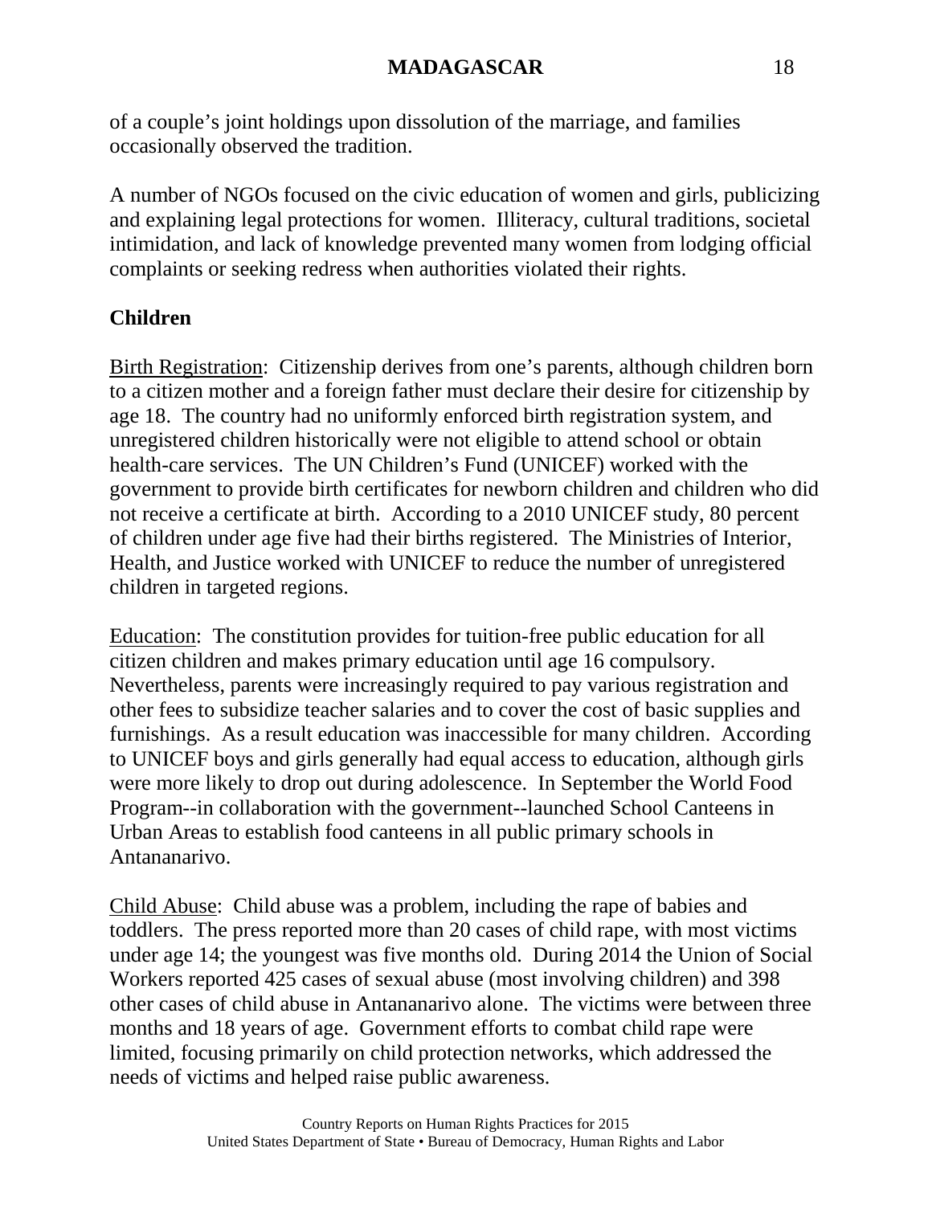of a couple's joint holdings upon dissolution of the marriage, and families occasionally observed the tradition.

A number of NGOs focused on the civic education of women and girls, publicizing and explaining legal protections for women. Illiteracy, cultural traditions, societal intimidation, and lack of knowledge prevented many women from lodging official complaints or seeking redress when authorities violated their rights.

## Children

Birth Registration: Citizenship derives from one's parents, although children born to a citizen mother and a foreign father must declare their desire for citizenship by age 18. The country had no uniformly enforced birth registration system, and unregistered children historically were not eligible to attend school or obtain health-care services. The UN Children's Fund (UNICEF) worked with the government to provide birth certificates for newborn children and children who did not receive a certificate at birth. According to a 2010 UNICEF study, 80 percent of children under age five had their births registered. The Ministries of Interior, Health, and Justice worked with UNICEF to reduce the number of unregistered children in targeted regions.

Education: The constitution provides for tuition-free public education for all citizen children and makes primary education until age 16 compulsory. Nevertheless, parents were increasingly required to pay various registration and other fees to subsidize teacher salaries and to cover the cost of basic supplies and furnishings. As a result education was inaccessible for many children. According to UNICEF boys and girls generally had equal access to education, although girls were more likely to drop out during adolescence. In September the World Food Program--in collaboration with the government--launched School Canteens in Urban Areas to establish food canteens in all public primary schools in Antananarivo.

Child Abuse: Child abuse was a problem, including the rape of babies and toddlers. The press reported more than 20 cases of child rape, with most victims under age 14; the youngest was five months old. During 2014 the Union of Social Workers reported 425 cases of sexual abuse (most involving children) and 398 other cases of child abuse in Antananarivo alone. The victims were between three months and 18 years of age. Government efforts to combat child rape were limited, focusing primarily on child protection networks, which addressed the needs of victims and helped raise public awareness.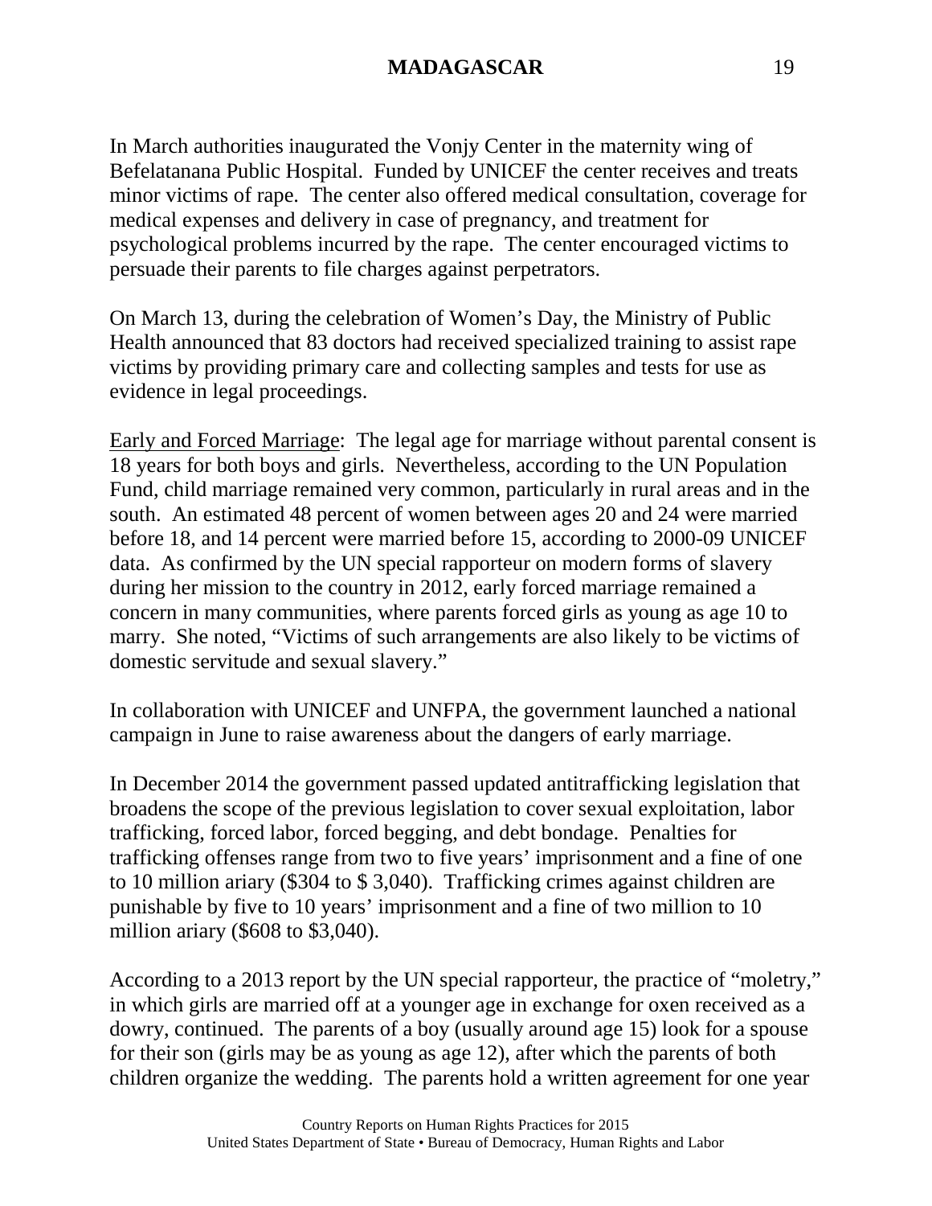In March authorities inaugurated the Vonjy Center in the maternity wing of Befelatanana Public Hospital. Funded by UNICEF the center receives and treats minor victims of rape. The center also offered medical consultation, coverage for medical expenses and delivery in case of pregnancy, and treatment for psychological problems incurred by the rape. The center encouraged victims to persuade their parents to file charges against perpetrators.

On March 13, during the celebration of Women's Day, the Ministry of Public Health announced that 83 doctors had received specialized training to assist rape victims by providing primary care and collecting samples and tests for use as evidence in legal proceedings.

Early and Forced Marriage: The legal age for marriage without parental consent is 18 years for both boys and girls. Nevertheless, according to the UN Population Fund, child marriage remained very common, particularly in rural areas and in the south. An estimated 48 percent of women between ages 20 and 24 were married before 18, and 14 percent were married before 15, according to 2000-09 UNICEF data. As confirmed by the UN special rapporteur on modern forms of slavery during her mission to the country in 2012, early forced marriage remained a concern in many communities, where parents forced girls as young as age 10 to marry. She noted, "Victims of such arrangements are also likely to be victims of domestic servitude and sexual slavery."

In collaboration with UNICEF and UNFPA, the government launched a national campaign in June to raise awareness about the dangers of early marriage.

In December 2014 the government passed updated antitrafficking legislation that broadens the scope of the previous legislation to cover sexual exploitation, labor trafficking, forced labor, forced begging, and debt bondage. Penalties for trafficking offenses range from two to five years' imprisonment and a fine of one to 10 million ariary ($304 to $ 3,040). Trafficking crimes against children are punishable by five to 10 years' imprisonment and a fine of two million to 10 million ariary ($608 to $3,040).

According to a 2013 report by the UN special rapporteur, the practice of "moletry," in which girls are married off at a younger age in exchange for oxen received as a dowry, continued. The parents of a boy (usually around age 15) look for a spouse for their son (girls may be as young as age 12), after which the parents of both children organize the wedding. The parents hold a written agreement for one year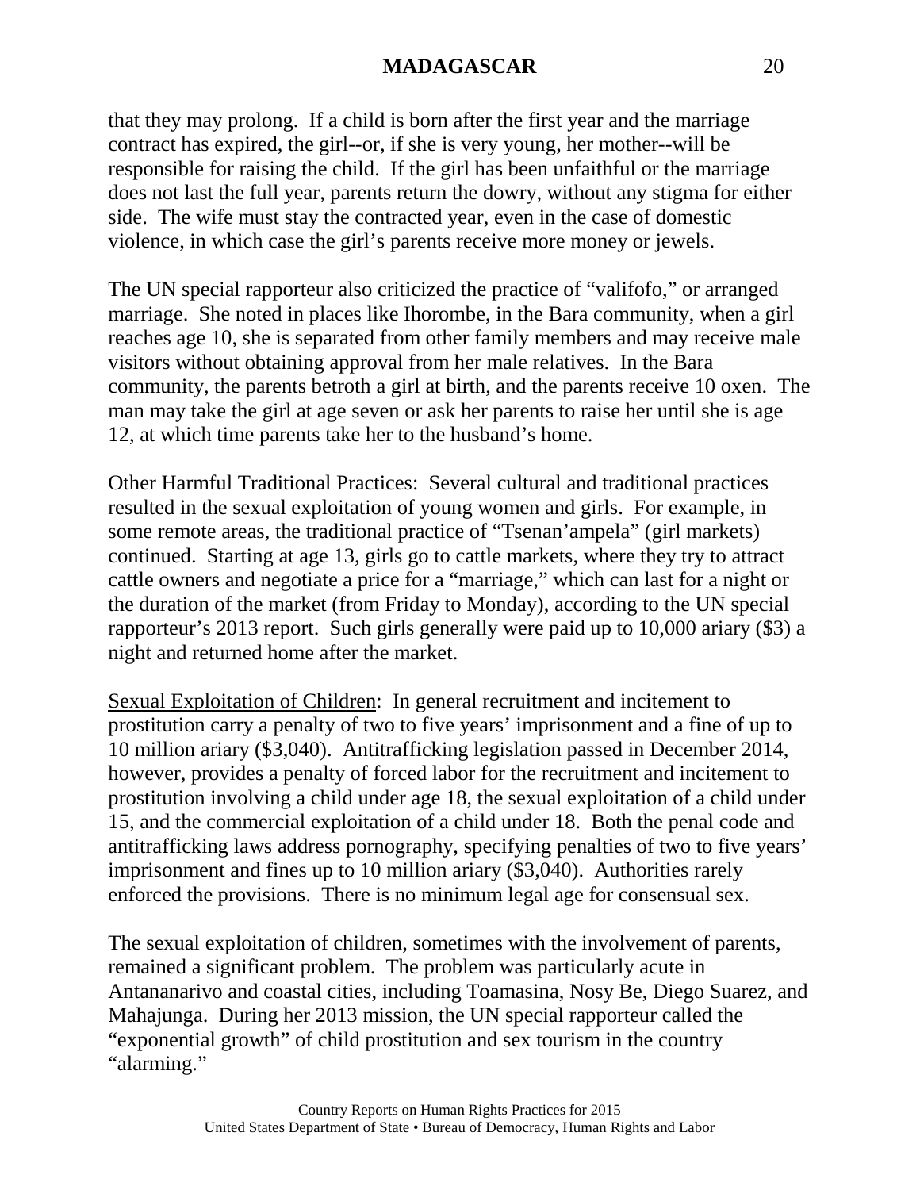that they may prolong. If a child is born after the first year and the marriage contract has expired, the girl--or, if she is very young, her mother--will be responsible for raising the child. If the girl has been unfaithful or the marriage does not last the full year, parents return the dowry, without any stigma for either side. The wife must stay the contracted year, even in the case of domestic violence, in which case the girl's parents receive more money or jewels.

The UN special rapporteur also criticized the practice of "valifofo," or arranged marriage. She noted in places like Ihorombe, in the Bara community, when a girl reaches age 10, she is separated from other family members and may receive male visitors without obtaining approval from her male relatives. In the Bara community, the parents betroth a girl at birth, and the parents receive 10 oxen. The man may take the girl at age seven or ask her parents to raise her until she is age 12, at which time parents take her to the husband's home.

<u>Other Harmful Traditional Practices</u>: Several cultural and traditional practices resulted in the sexual exploitation of young women and girls. For example, in some remote areas, the traditional practice of "Tsenan'ampela" (girl markets) continued. Starting at age 13, girls go to cattle markets, where they try to attract cattle owners and negotiate a price for a "marriage," which can last for a night or the duration of the market (from Friday to Monday), according to the UN special rapporteur's 2013 report. Such girls generally were paid up to 10,000 ariary ($3) a night and returned home after the market.

<u>Sexual Exploitation of Children</u>: In general recruitment and incitement to prostitution carry a penalty of two to five years' imprisonment and a fine of up to 10 million ariary ($3,040). Antitrafficking legislation passed in December 2014, however, provides a penalty of forced labor for the recruitment and incitement to prostitution involving a child under age 18, the sexual exploitation of a child under 15, and the commercial exploitation of a child under 18. Both the penal code and antitrafficking laws address pornography, specifying penalties of two to five years' imprisonment and fines up to 10 million ariary ($3,040). Authorities rarely enforced the provisions. There is no minimum legal age for consensual sex.

The sexual exploitation of children, sometimes with the involvement of parents, remained a significant problem. The problem was particularly acute in Antananarivo and coastal cities, including Toamasina, Nosy Be, Diego Suarez, and Mahajunga. During her 2013 mission, the UN special rapporteur called the "exponential growth" of child prostitution and sex tourism in the country "alarming."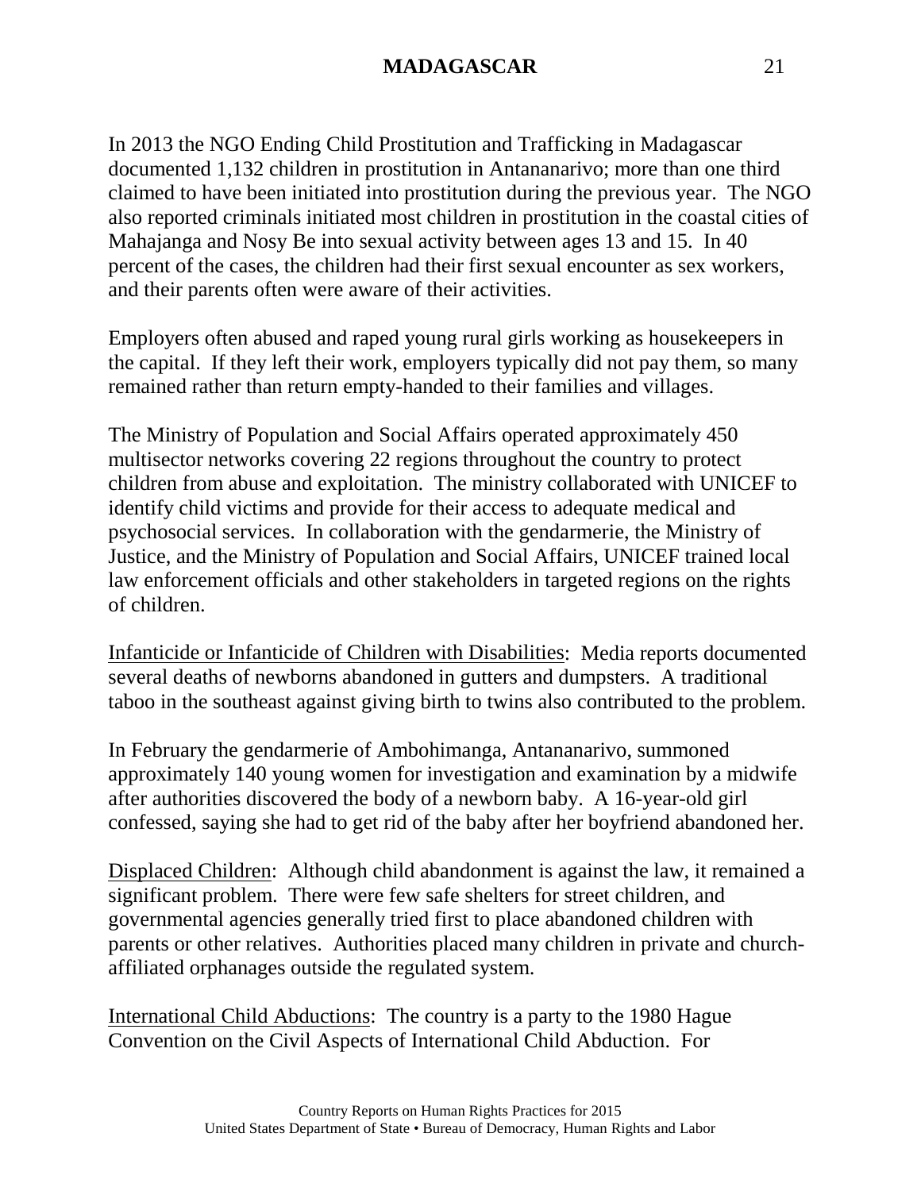In 2013 the NGO Ending Child Prostitution and Trafficking in Madagascar documented 1,132 children in prostitution in Antananarivo; more than one third claimed to have been initiated into prostitution during the previous year. The NGO also reported criminals initiated most children in prostitution in the coastal cities of Mahajanga and Nosy Be into sexual activity between ages 13 and 15. In 40 percent of the cases, the children had their first sexual encounter as sex workers, and their parents often were aware of their activities.

Employers often abused and raped young rural girls working as housekeepers in the capital. If they left their work, employers typically did not pay them, so many remained rather than return empty-handed to their families and villages.

The Ministry of Population and Social Affairs operated approximately 450 multisector networks covering 22 regions throughout the country to protect children from abuse and exploitation. The ministry collaborated with UNICEF to identify child victims and provide for their access to adequate medical and psychosocial services. In collaboration with the gendarmerie, the Ministry of Justice, and the Ministry of Population and Social Affairs, UNICEF trained local law enforcement officials and other stakeholders in targeted regions on the rights of children.

<u>Infanticide or Infanticide of Children with Disabilities</u>: Media reports documented several deaths of newborns abandoned in gutters and dumpsters. A traditional taboo in the southeast against giving birth to twins also contributed to the problem.

In February the gendarmerie of Ambohimanga, Antananarivo, summoned approximately 140 young women for investigation and examination by a midwife after authorities discovered the body of a newborn baby. A 16-year-old girl confessed, saying she had to get rid of the baby after her boyfriend abandoned her.

<u>Displaced Children</u>: Although child abandonment is against the law, it remained a significant problem. There were few safe shelters for street children, and governmental agencies generally tried first to place abandoned children with parents or other relatives. Authorities placed many children in private and church-affiliated orphanages outside the regulated system.

<u>International Child Abductions</u>: The country is a party to the 1980 Hague Convention on the Civil Aspects of International Child Abduction. For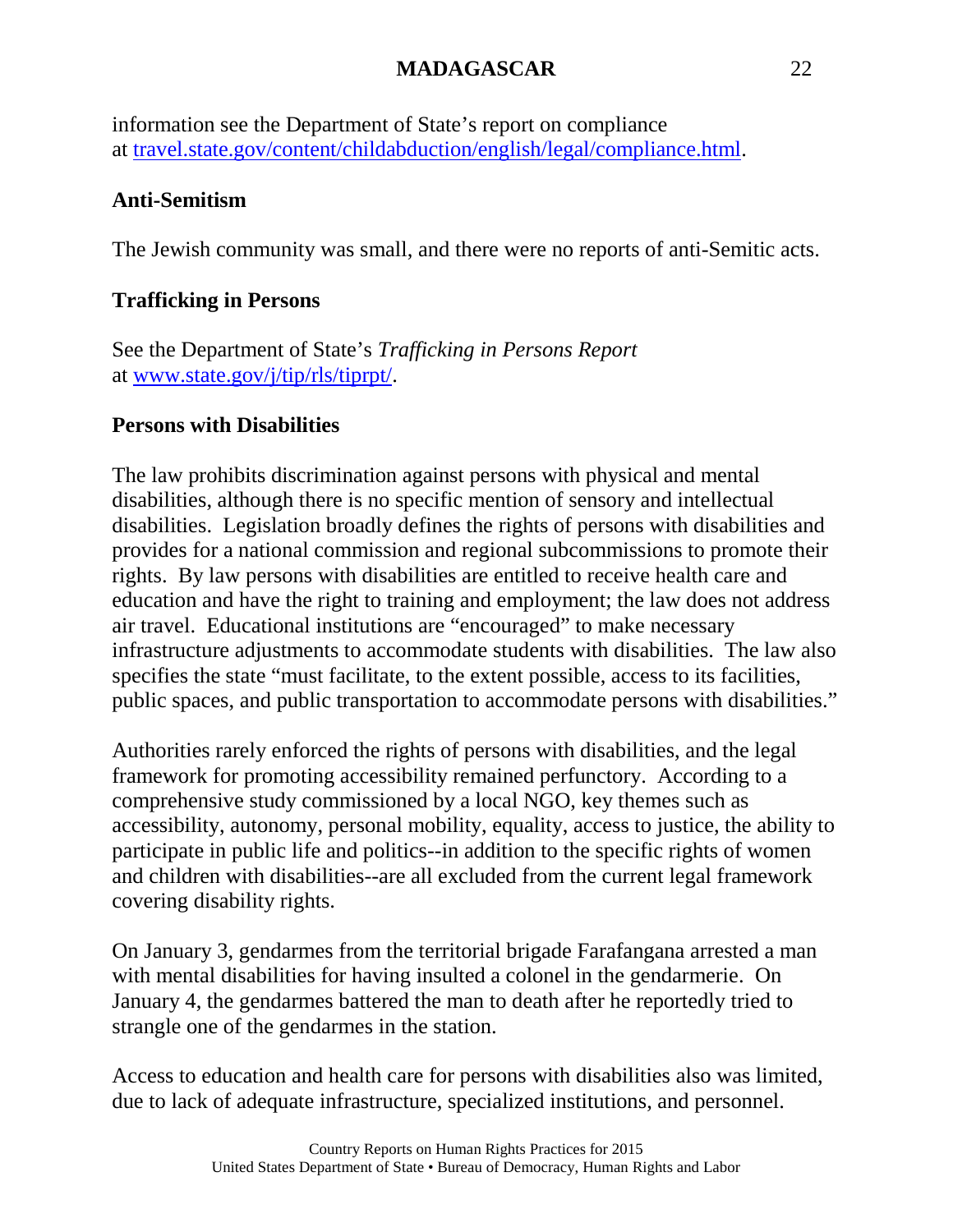information see the Department of State's report on compliance at [travel.state.gov/content/childabduction/english/legal/compliance.html](travel.state.gov/content/childabduction/english/legal/compliance.html).

**Anti-Semitism**

The Jewish community was small, and there were no reports of anti-Semitic acts.

**Trafficking in Persons**

See the Department of State's *Trafficking in Persons Report* at [www.state.gov/j/tip/rls/tiprpt/](www.state.gov/j/tip/rls/tiprpt/).

**Persons with Disabilities**

The law prohibits discrimination against persons with physical and mental disabilities, although there is no specific mention of sensory and intellectual disabilities. Legislation broadly defines the rights of persons with disabilities and provides for a national commission and regional subcommissions to promote their rights. By law persons with disabilities are entitled to receive health care and education and have the right to training and employment; the law does not address air travel. Educational institutions are "encouraged" to make necessary infrastructure adjustments to accommodate students with disabilities. The law also specifies the state "must facilitate, to the extent possible, access to its facilities, public spaces, and public transportation to accommodate persons with disabilities."

Authorities rarely enforced the rights of persons with disabilities, and the legal framework for promoting accessibility remained perfunctory. According to a comprehensive study commissioned by a local NGO, key themes such as accessibility, autonomy, personal mobility, equality, access to justice, the ability to participate in public life and politics--in addition to the specific rights of women and children with disabilities--are all excluded from the current legal framework covering disability rights.

On January 3, gendarmes from the territorial brigade Farafangana arrested a man with mental disabilities for having insulted a colonel in the gendarmerie. On January 4, the gendarmes battered the man to death after he reportedly tried to strangle one of the gendarmes in the station.

Access to education and health care for persons with disabilities also was limited, due to lack of adequate infrastructure, specialized institutions, and personnel.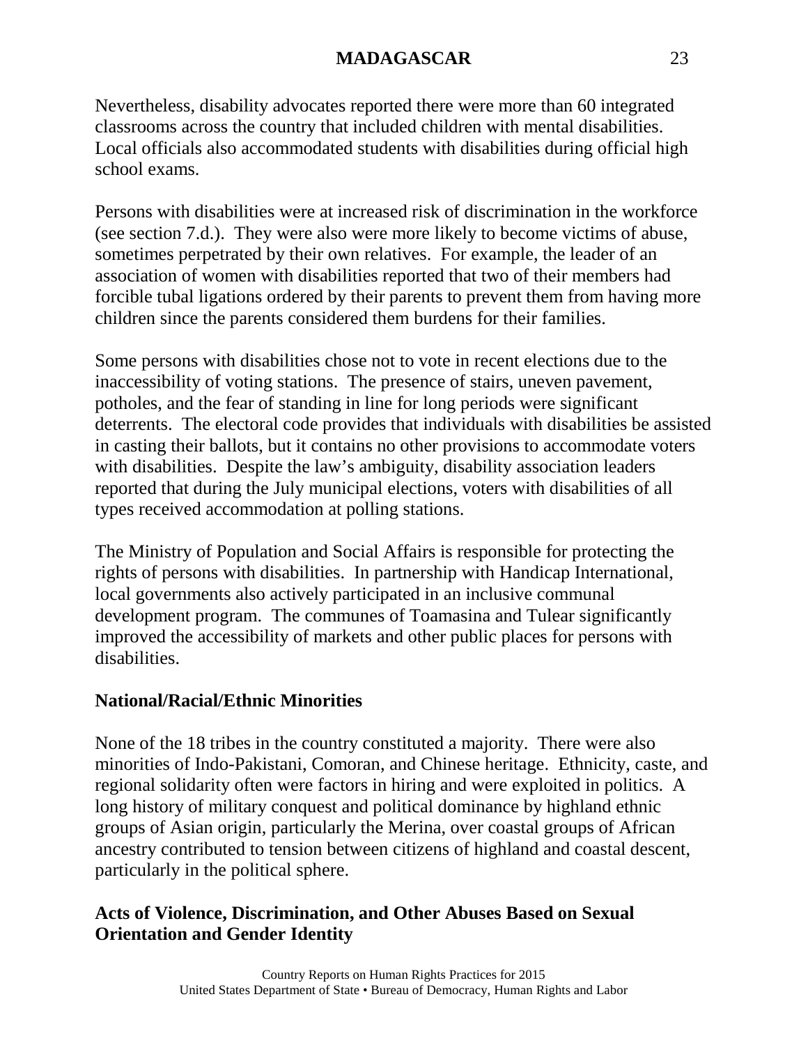Nevertheless, disability advocates reported there were more than 60 integrated classrooms across the country that included children with mental disabilities. Local officials also accommodated students with disabilities during official high school exams.

Persons with disabilities were at increased risk of discrimination in the workforce (see section 7.d.). They were also were more likely to become victims of abuse, sometimes perpetrated by their own relatives. For example, the leader of an association of women with disabilities reported that two of their members had forcible tubal ligations ordered by their parents to prevent them from having more children since the parents considered them burdens for their families.

Some persons with disabilities chose not to vote in recent elections due to the inaccessibility of voting stations. The presence of stairs, uneven pavement, potholes, and the fear of standing in line for long periods were significant deterrents. The electoral code provides that individuals with disabilities be assisted in casting their ballots, but it contains no other provisions to accommodate voters with disabilities. Despite the law's ambiguity, disability association leaders reported that during the July municipal elections, voters with disabilities of all types received accommodation at polling stations.

The Ministry of Population and Social Affairs is responsible for protecting the rights of persons with disabilities. In partnership with Handicap International, local governments also actively participated in an inclusive communal development program. The communes of Toamasina and Tulear significantly improved the accessibility of markets and other public places for persons with disabilities.

**National/Racial/Ethnic Minorities**

None of the 18 tribes in the country constituted a majority. There were also minorities of Indo-Pakistani, Comoran, and Chinese heritage. Ethnicity, caste, and regional solidarity often were factors in hiring and were exploited in politics. A long history of military conquest and political dominance by highland ethnic groups of Asian origin, particularly the Merina, over coastal groups of African ancestry contributed to tension between citizens of highland and coastal descent, particularly in the political sphere.

**Acts of Violence, Discrimination, and Other Abuses Based on Sexual Orientation and Gender Identity**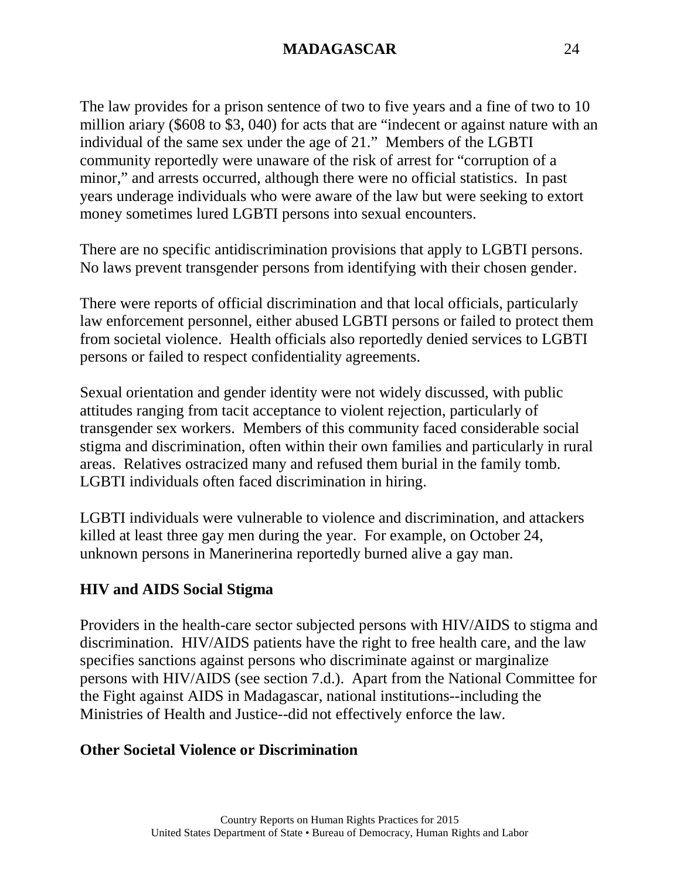The law provides for a prison sentence of two to five years and a fine of two to 10 million ariary ($608 to $3, 040) for acts that are "indecent or against nature with an individual of the same sex under the age of 21." Members of the LGBTI community reportedly were unaware of the risk of arrest for "corruption of a minor," and arrests occurred, although there were no official statistics. In past years underage individuals who were aware of the law but were seeking to extort money sometimes lured LGBTI persons into sexual encounters.

There are no specific antidiscrimination provisions that apply to LGBTI persons. No laws prevent transgender persons from identifying with their chosen gender.

There were reports of official discrimination and that local officials, particularly law enforcement personnel, either abused LGBTI persons or failed to protect them from societal violence. Health officials also reportedly denied services to LGBTI persons or failed to respect confidentiality agreements.

Sexual orientation and gender identity were not widely discussed, with public attitudes ranging from tacit acceptance to violent rejection, particularly of transgender sex workers. Members of this community faced considerable social stigma and discrimination, often within their own families and particularly in rural areas. Relatives ostracized many and refused them burial in the family tomb. LGBTI individuals often faced discrimination in hiring.

LGBTI individuals were vulnerable to violence and discrimination, and attackers killed at least three gay men during the year. For example, on October 24, unknown persons in Manerinerina reportedly burned alive a gay man.

**HIV and AIDS Social Stigma**

Providers in the health-care sector subjected persons with HIV/AIDS to stigma and discrimination. HIV/AIDS patients have the right to free health care, and the law specifies sanctions against persons who discriminate against or marginalize persons with HIV/AIDS (see section 7.d.). Apart from the National Committee for the Fight against AIDS in Madagascar, national institutions--including the Ministries of Health and Justice--did not effectively enforce the law.

**Other Societal Violence or Discrimination**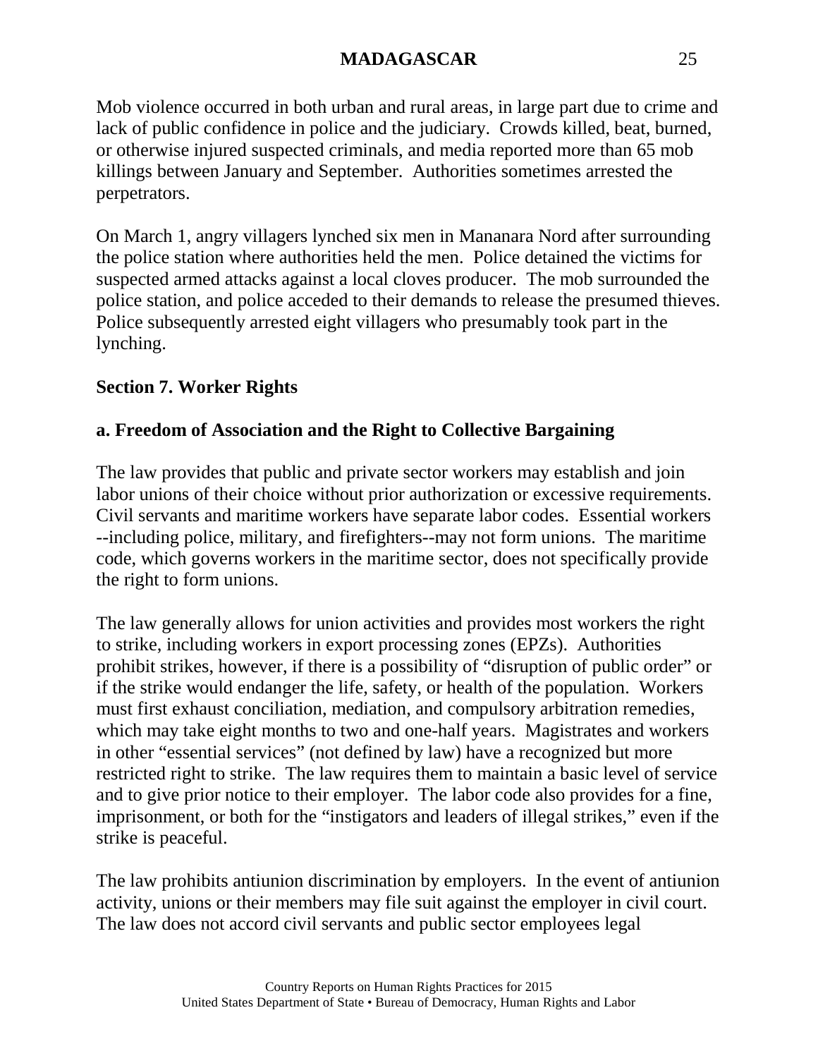Mob violence occurred in both urban and rural areas, in large part due to crime and lack of public confidence in police and the judiciary. Crowds killed, beat, burned, or otherwise injured suspected criminals, and media reported more than 65 mob killings between January and September. Authorities sometimes arrested the perpetrators.

On March 1, angry villagers lynched six men in Mananara Nord after surrounding the police station where authorities held the men. Police detained the victims for suspected armed attacks against a local cloves producer. The mob surrounded the police station, and police acceded to their demands to release the presumed thieves. Police subsequently arrested eight villagers who presumably took part in the lynching.

## Section 7. Worker Rights

### a. Freedom of Association and the Right to Collective Bargaining

The law provides that public and private sector workers may establish and join labor unions of their choice without prior authorization or excessive requirements. Civil servants and maritime workers have separate labor codes. Essential workers --including police, military, and firefighters--may not form unions. The maritime code, which governs workers in the maritime sector, does not specifically provide the right to form unions.

The law generally allows for union activities and provides most workers the right to strike, including workers in export processing zones (EPZs). Authorities prohibit strikes, however, if there is a possibility of "disruption of public order" or if the strike would endanger the life, safety, or health of the population. Workers must first exhaust conciliation, mediation, and compulsory arbitration remedies, which may take eight months to two and one-half years. Magistrates and workers in other "essential services" (not defined by law) have a recognized but more restricted right to strike. The law requires them to maintain a basic level of service and to give prior notice to their employer. The labor code also provides for a fine, imprisonment, or both for the "instigators and leaders of illegal strikes," even if the strike is peaceful.

The law prohibits antiunion discrimination by employers. In the event of antiunion activity, unions or their members may file suit against the employer in civil court. The law does not accord civil servants and public sector employees legal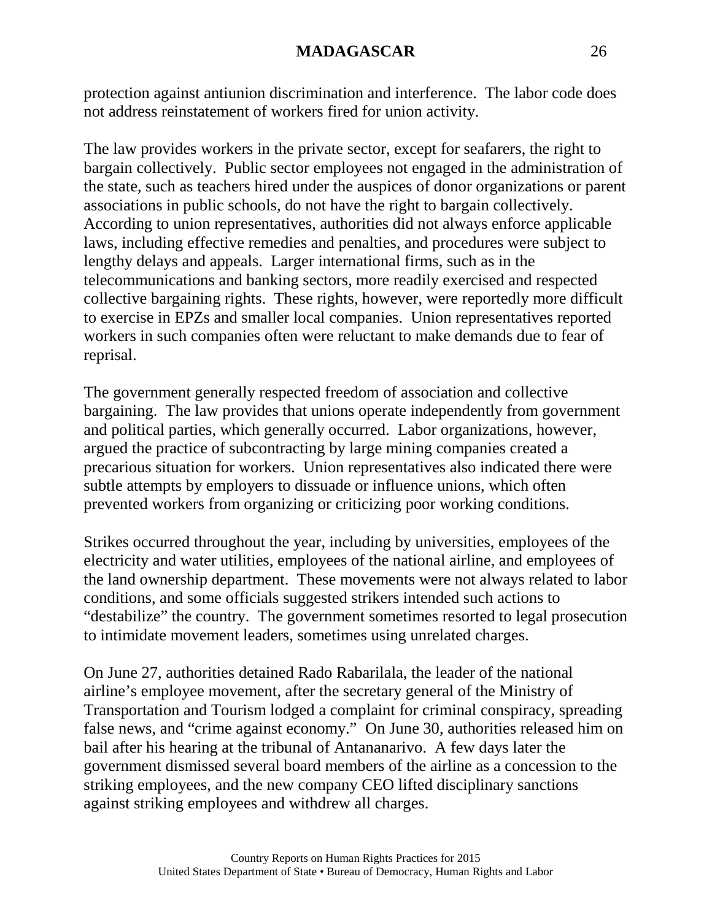protection against antiunion discrimination and interference.  The labor code does not address reinstatement of workers fired for union activity.

The law provides workers in the private sector, except for seafarers, the right to bargain collectively.  Public sector employees not engaged in the administration of the state, such as teachers hired under the auspices of donor organizations or parent associations in public schools, do not have the right to bargain collectively.  According to union representatives, authorities did not always enforce applicable laws, including effective remedies and penalties, and procedures were subject to lengthy delays and appeals.  Larger international firms, such as in the telecommunications and banking sectors, more readily exercised and respected collective bargaining rights.  These rights, however, were reportedly more difficult to exercise in EPZs and smaller local companies.  Union representatives reported workers in such companies often were reluctant to make demands due to fear of reprisal.

The government generally respected freedom of association and collective bargaining.  The law provides that unions operate independently from government and political parties, which generally occurred.  Labor organizations, however, argued the practice of subcontracting by large mining companies created a precarious situation for workers.  Union representatives also indicated there were subtle attempts by employers to dissuade or influence unions, which often prevented workers from organizing or criticizing poor working conditions.

Strikes occurred throughout the year, including by universities, employees of the electricity and water utilities, employees of the national airline, and employees of the land ownership department.  These movements were not always related to labor conditions, and some officials suggested strikers intended such actions to "destabilize" the country.  The government sometimes resorted to legal prosecution to intimidate movement leaders, sometimes using unrelated charges.

On June 27, authorities detained Rado Rabarilala, the leader of the national airline's employee movement, after the secretary general of the Ministry of Transportation and Tourism lodged a complaint for criminal conspiracy, spreading false news, and "crime against economy."  On June 30, authorities released him on bail after his hearing at the tribunal of Antananarivo.  A few days later the government dismissed several board members of the airline as a concession to the striking employees, and the new company CEO lifted disciplinary sanctions against striking employees and withdrew all charges.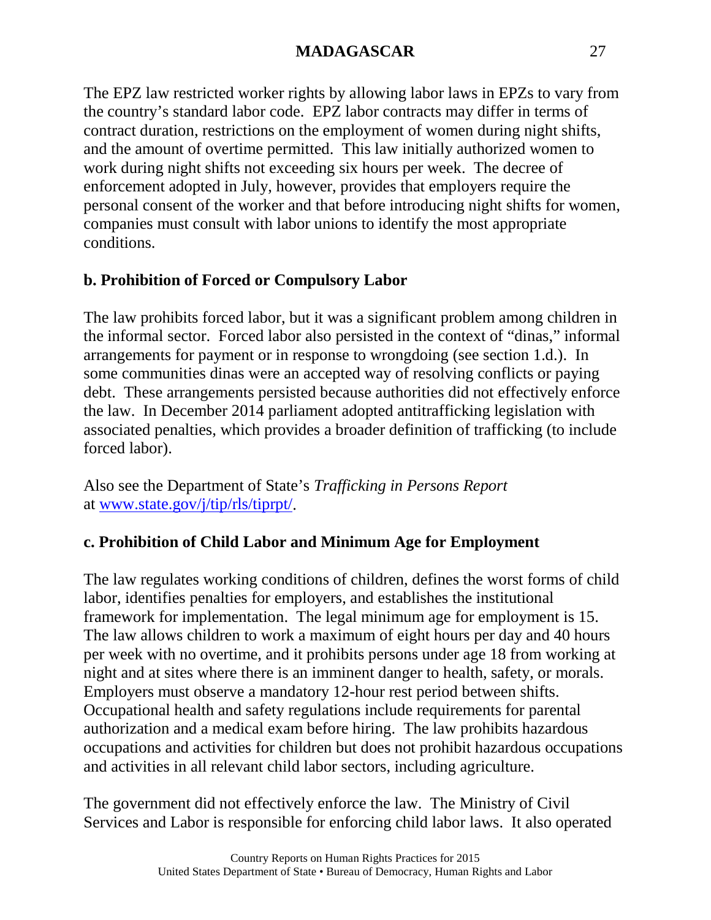The EPZ law restricted worker rights by allowing labor laws in EPZs to vary from the country's standard labor code. EPZ labor contracts may differ in terms of contract duration, restrictions on the employment of women during night shifts, and the amount of overtime permitted. This law initially authorized women to work during night shifts not exceeding six hours per week. The decree of enforcement adopted in July, however, provides that employers require the personal consent of the worker and that before introducing night shifts for women, companies must consult with labor unions to identify the most appropriate conditions.

### b. Prohibition of Forced or Compulsory Labor

The law prohibits forced labor, but it was a significant problem among children in the informal sector. Forced labor also persisted in the context of "dinas," informal arrangements for payment or in response to wrongdoing (see section 1.d.). In some communities dinas were an accepted way of resolving conflicts or paying debt. These arrangements persisted because authorities did not effectively enforce the law. In December 2014 parliament adopted antitrafficking legislation with associated penalties, which provides a broader definition of trafficking (to include forced labor).

Also see the Department of State's *Trafficking in Persons Report* at [www.state.gov/j/tip/rls/tiprpt/](www.state.gov/j/tip/rls/tiprpt/).

### c. Prohibition of Child Labor and Minimum Age for Employment

The law regulates working conditions of children, defines the worst forms of child labor, identifies penalties for employers, and establishes the institutional framework for implementation. The legal minimum age for employment is 15. The law allows children to work a maximum of eight hours per day and 40 hours per week with no overtime, and it prohibits persons under age 18 from working at night and at sites where there is an imminent danger to health, safety, or morals. Employers must observe a mandatory 12-hour rest period between shifts. Occupational health and safety regulations include requirements for parental authorization and a medical exam before hiring. The law prohibits hazardous occupations and activities for children but does not prohibit hazardous occupations and activities in all relevant child labor sectors, including agriculture.

The government did not effectively enforce the law. The Ministry of Civil Services and Labor is responsible for enforcing child labor laws. It also operated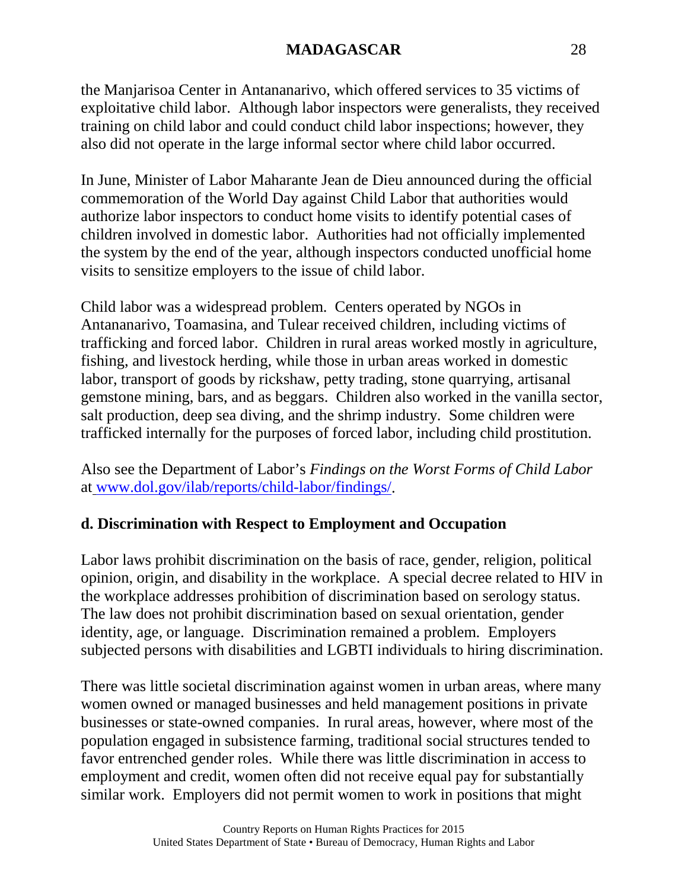the Manjarisoa Center in Antananarivo, which offered services to 35 victims of exploitative child labor. Although labor inspectors were generalists, they received training on child labor and could conduct child labor inspections; however, they also did not operate in the large informal sector where child labor occurred.

In June, Minister of Labor Maharante Jean de Dieu announced during the official commemoration of the World Day against Child Labor that authorities would authorize labor inspectors to conduct home visits to identify potential cases of children involved in domestic labor. Authorities had not officially implemented the system by the end of the year, although inspectors conducted unofficial home visits to sensitize employers to the issue of child labor.

Child labor was a widespread problem. Centers operated by NGOs in Antananarivo, Toamasina, and Tulear received children, including victims of trafficking and forced labor. Children in rural areas worked mostly in agriculture, fishing, and livestock herding, while those in urban areas worked in domestic labor, transport of goods by rickshaw, petty trading, stone quarrying, artisanal gemstone mining, bars, and as beggars. Children also worked in the vanilla sector, salt production, deep sea diving, and the shrimp industry. Some children were trafficked internally for the purposes of forced labor, including child prostitution.

Also see the Department of Labor's *Findings on the Worst Forms of Child Labor* at [www.dol.gov/ilab/reports/child-labor/findings/](http://www.dol.gov/ilab/reports/child-labor/findings/).

### d. Discrimination with Respect to Employment and Occupation

Labor laws prohibit discrimination on the basis of race, gender, religion, political opinion, origin, and disability in the workplace. A special decree related to HIV in the workplace addresses prohibition of discrimination based on serology status. The law does not prohibit discrimination based on sexual orientation, gender identity, age, or language. Discrimination remained a problem. Employers subjected persons with disabilities and LGBTI individuals to hiring discrimination.

There was little societal discrimination against women in urban areas, where many women owned or managed businesses and held management positions in private businesses or state-owned companies. In rural areas, however, where most of the population engaged in subsistence farming, traditional social structures tended to favor entrenched gender roles. While there was little discrimination in access to employment and credit, women often did not receive equal pay for substantially similar work. Employers did not permit women to work in positions that might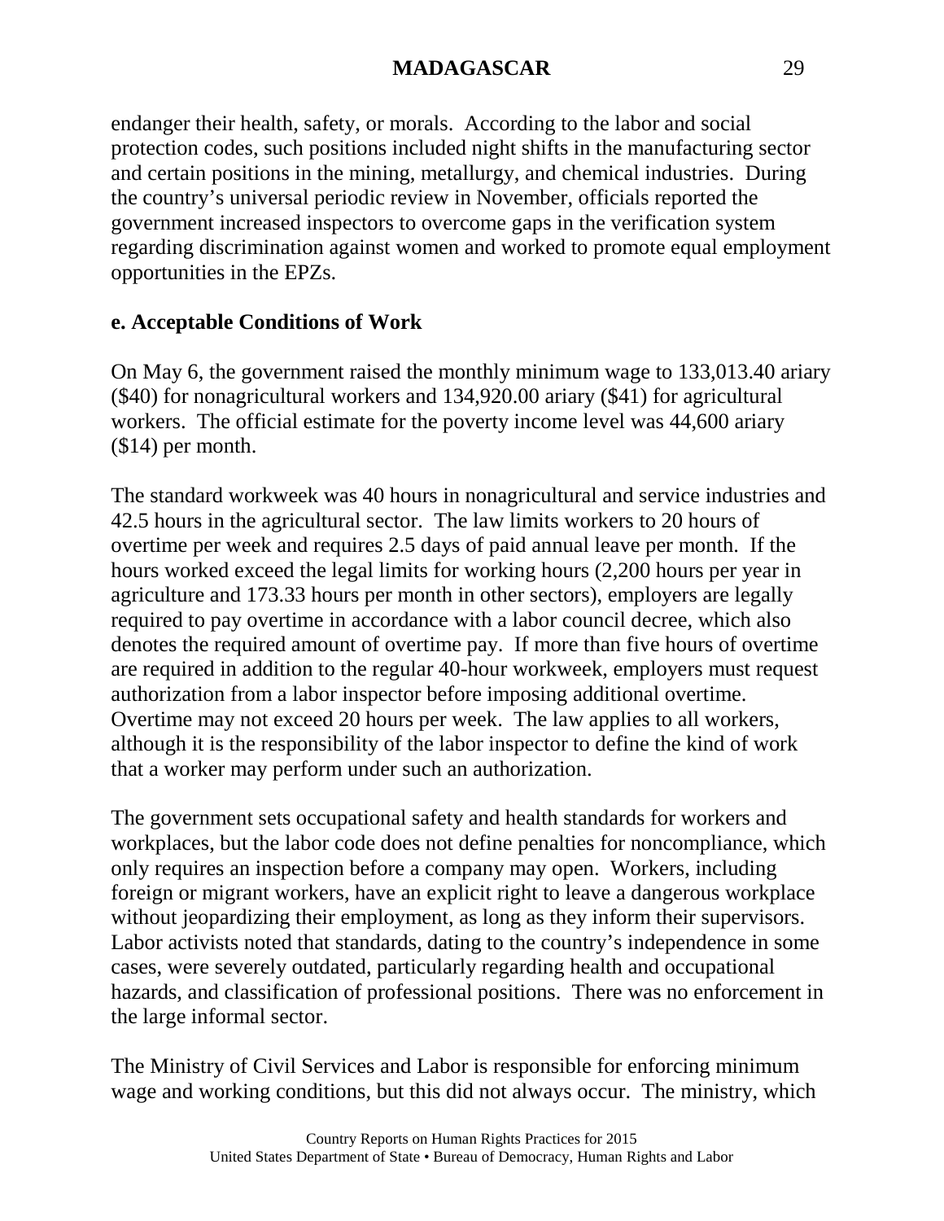endanger their health, safety, or morals. According to the labor and social protection codes, such positions included night shifts in the manufacturing sector and certain positions in the mining, metallurgy, and chemical industries. During the country's universal periodic review in November, officials reported the government increased inspectors to overcome gaps in the verification system regarding discrimination against women and worked to promote equal employment opportunities in the EPZs.

**e. Acceptable Conditions of Work**

On May 6, the government raised the monthly minimum wage to 133,013.40 ariary ($40) for nonagricultural workers and 134,920.00 ariary ($41) for agricultural workers. The official estimate for the poverty income level was 44,600 ariary ($14) per month.

The standard workweek was 40 hours in nonagricultural and service industries and 42.5 hours in the agricultural sector. The law limits workers to 20 hours of overtime per week and requires 2.5 days of paid annual leave per month. If the hours worked exceed the legal limits for working hours (2,200 hours per year in agriculture and 173.33 hours per month in other sectors), employers are legally required to pay overtime in accordance with a labor council decree, which also denotes the required amount of overtime pay. If more than five hours of overtime are required in addition to the regular 40-hour workweek, employers must request authorization from a labor inspector before imposing additional overtime. Overtime may not exceed 20 hours per week. The law applies to all workers, although it is the responsibility of the labor inspector to define the kind of work that a worker may perform under such an authorization.

The government sets occupational safety and health standards for workers and workplaces, but the labor code does not define penalties for noncompliance, which only requires an inspection before a company may open. Workers, including foreign or migrant workers, have an explicit right to leave a dangerous workplace without jeopardizing their employment, as long as they inform their supervisors. Labor activists noted that standards, dating to the country's independence in some cases, were severely outdated, particularly regarding health and occupational hazards, and classification of professional positions. There was no enforcement in the large informal sector.

The Ministry of Civil Services and Labor is responsible for enforcing minimum wage and working conditions, but this did not always occur. The ministry, which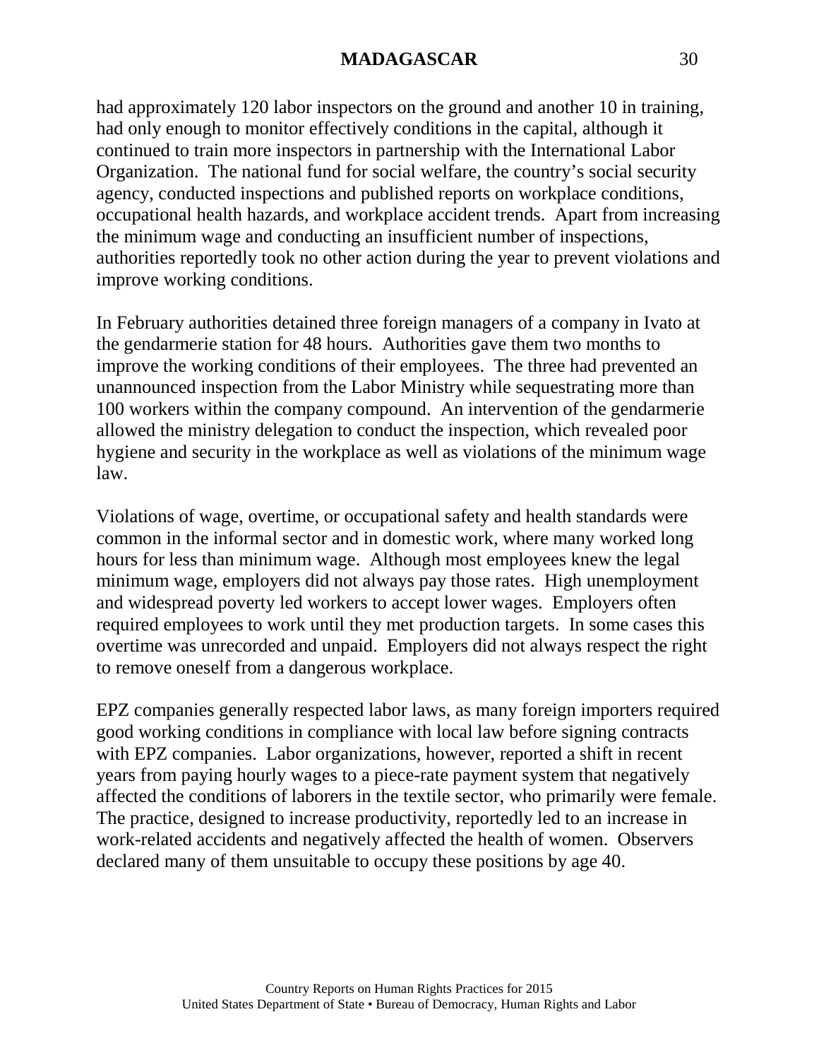had approximately 120 labor inspectors on the ground and another 10 in training, had only enough to monitor effectively conditions in the capital, although it continued to train more inspectors in partnership with the International Labor Organization. The national fund for social welfare, the country's social security agency, conducted inspections and published reports on workplace conditions, occupational health hazards, and workplace accident trends. Apart from increasing the minimum wage and conducting an insufficient number of inspections, authorities reportedly took no other action during the year to prevent violations and improve working conditions.

In February authorities detained three foreign managers of a company in Ivato at the gendarmerie station for 48 hours. Authorities gave them two months to improve the working conditions of their employees. The three had prevented an unannounced inspection from the Labor Ministry while sequestrating more than 100 workers within the company compound. An intervention of the gendarmerie allowed the ministry delegation to conduct the inspection, which revealed poor hygiene and security in the workplace as well as violations of the minimum wage law.

Violations of wage, overtime, or occupational safety and health standards were common in the informal sector and in domestic work, where many worked long hours for less than minimum wage. Although most employees knew the legal minimum wage, employers did not always pay those rates. High unemployment and widespread poverty led workers to accept lower wages. Employers often required employees to work until they met production targets. In some cases this overtime was unrecorded and unpaid. Employers did not always respect the right to remove oneself from a dangerous workplace.

EPZ companies generally respected labor laws, as many foreign importers required good working conditions in compliance with local law before signing contracts with EPZ companies. Labor organizations, however, reported a shift in recent years from paying hourly wages to a piece-rate payment system that negatively affected the conditions of laborers in the textile sector, who primarily were female. The practice, designed to increase productivity, reportedly led to an increase in work-related accidents and negatively affected the health of women. Observers declared many of them unsuitable to occupy these positions by age 40.